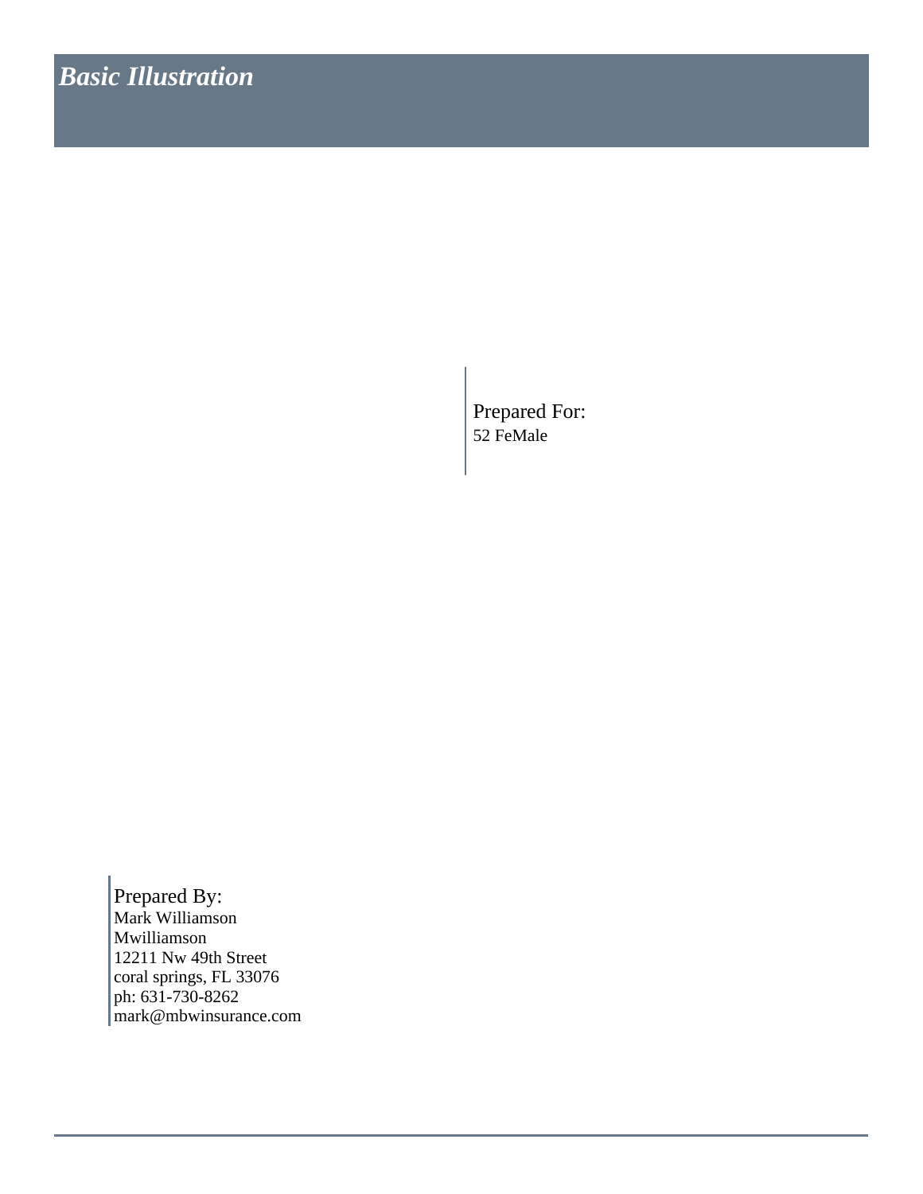# *Basic Illustration*

Prepared For:
52 FeMale

Prepared By:
Mark Williamson
Mwilliamson
12211 Nw 49th Street
coral springs, FL 33076
ph: 631-730-8262
mark@mbwinsurance.com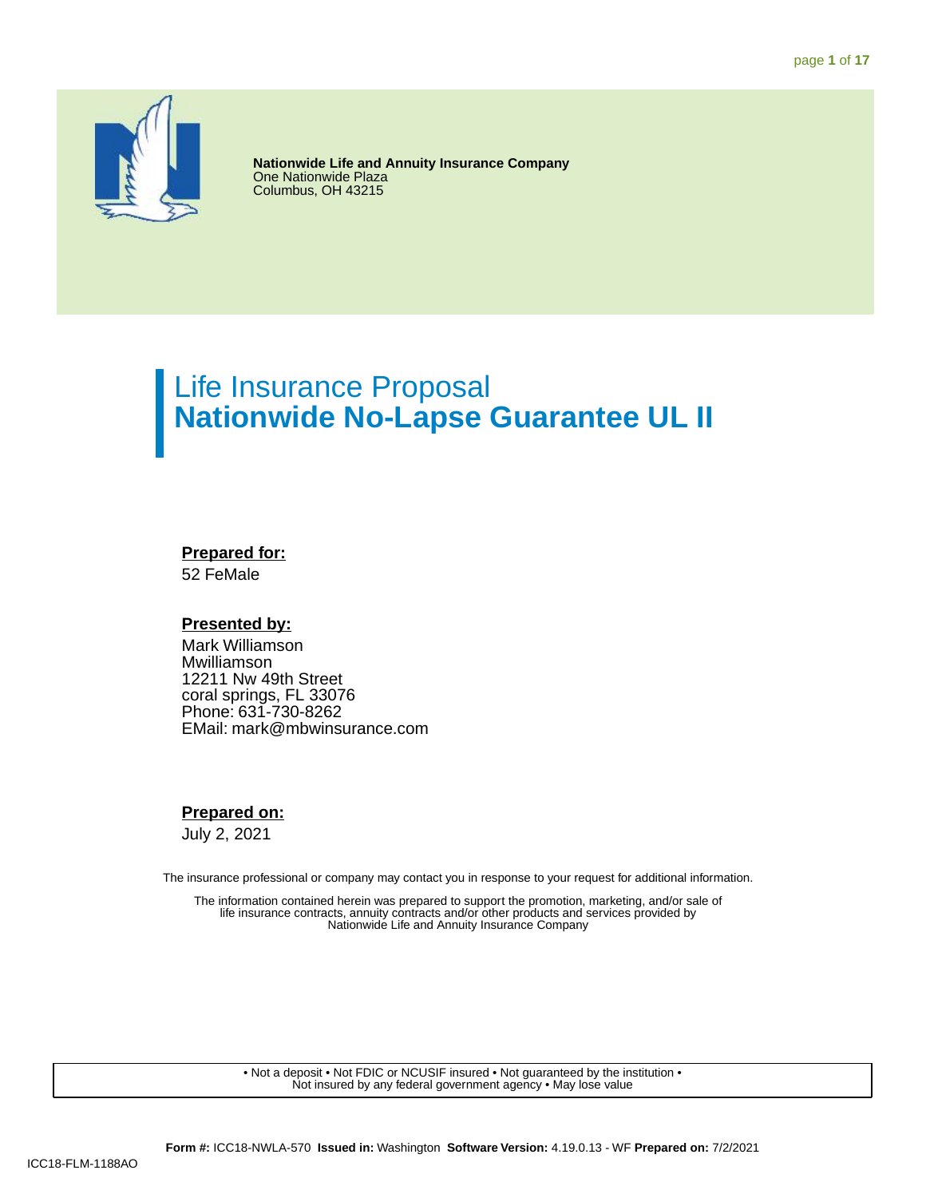**Nationwide Life and Annuity Insurance Company**
One Nationwide Plaza
Columbus, OH 43215

# Life Insurance Proposal
# **Nationwide No-Lapse Guarantee UL II**

**Prepared for:**
52 FeMale

**Presented by:**
Mark Williamson
Mwilliamson
12211 Nw 49th Street
coral springs, FL 33076
Phone: 631-730-8262
EMail: mark@mbwinsurance.com

**Prepared on:**
July 2, 2021

The insurance professional or company may contact you in response to your request for additional information.

The information contained herein was prepared to support the promotion, marketing, and/or sale of life insurance contracts, annuity contracts and/or other products and services provided by Nationwide Life and Annuity Insurance Company

• Not a deposit • Not FDIC or NCUSIF insured • Not guaranteed by the institution • Not insured by any federal government agency • May lose value

**Form #:** ICC18-NWLA-570 **Issued in:** Washington **Software Version:** 4.19.0.13 - WF **Prepared on:** 7/2/2021

ICC18-FLM-1188AO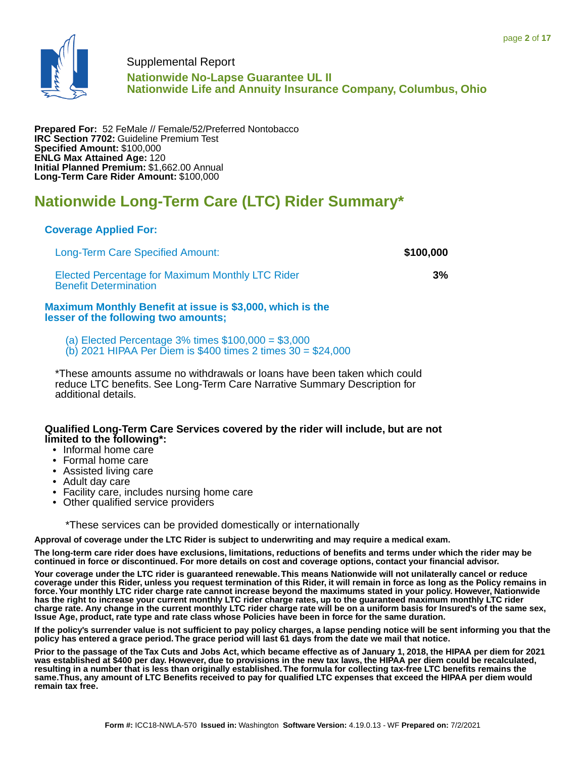Supplemental Report

**Nationwide No-Lapse Guarantee UL II**
**Nationwide Life and Annuity Insurance Company, Columbus, Ohio**

**Prepared For:** 52 FeMale // Female/52/Preferred Nontobacco
**IRC Section 7702:** Guideline Premium Test
**Specified Amount:** $100,000
**ENLG Max Attained Age:** 120
**Initial Planned Premium:** $1,662.00 Annual
**Long-Term Care Rider Amount:** $100,000

# Nationwide Long-Term Care (LTC) Rider Summary*

### Coverage Applied For:

| | |
|---|---|
| Long-Term Care Specified Amount: | **$100,000** |
| Elected Percentage for Maximum Monthly LTC Rider Benefit Determination | **3%** |

**Maximum Monthly Benefit at issue is $3,000, which is the lesser of the following two amounts;**

(a) Elected Percentage 3% times $100,000 = $3,000
(b) 2021 HIPAA Per Diem is $400 times 2 times 30 = $24,000

*These amounts assume no withdrawals or loans have been taken which could reduce LTC benefits. See Long-Term Care Narrative Summary Description for additional details.

**Qualified Long-Term Care Services covered by the rider will include, but are not limited to the following*:**

- Informal home care
- Formal home care
- Assisted living care
- Adult day care
- Facility care, includes nursing home care
- Other qualified service providers

*These services can be provided domestically or internationally

**Approval of coverage under the LTC Rider is subject to underwriting and may require a medical exam.**

**The long-term care rider does have exclusions, limitations, reductions of benefits and terms under which the rider may be continued in force or discontinued. For more details on cost and coverage options, contact your financial advisor.**

**Your coverage under the LTC rider is guaranteed renewable. This means Nationwide will not unilaterally cancel or reduce coverage under this Rider, unless you request termination of this Rider, it will remain in force as long as the Policy remains in force. Your monthly LTC rider charge rate cannot increase beyond the maximums stated in your policy. However, Nationwide has the right to increase your current monthly LTC rider charge rates, up to the guaranteed maximum monthly LTC rider charge rate. Any change in the current monthly LTC rider charge rate will be on a uniform basis for Insured's of the same sex, Issue Age, product, rate type and rate class whose Policies have been in force for the same duration.**

**If the policy's surrender value is not sufficient to pay policy charges, a lapse pending notice will be sent informing you that the policy has entered a grace period. The grace period will last 61 days from the date we mail that notice.**

**Prior to the passage of the Tax Cuts and Jobs Act, which became effective as of January 1, 2018, the HIPAA per diem for 2021 was established at $400 per day. However, due to provisions in the new tax laws, the HIPAA per diem could be recalculated, resulting in a number that is less than originally established. The formula for collecting tax-free LTC benefits remains the same.Thus, any amount of LTC Benefits received to pay for qualified LTC expenses that exceed the HIPAA per diem would remain tax free.**

**Form #:** ICC18-NWLA-570 **Issued in:** Washington **Software Version:** 4.19.0.13 - WF **Prepared on:** 7/2/2021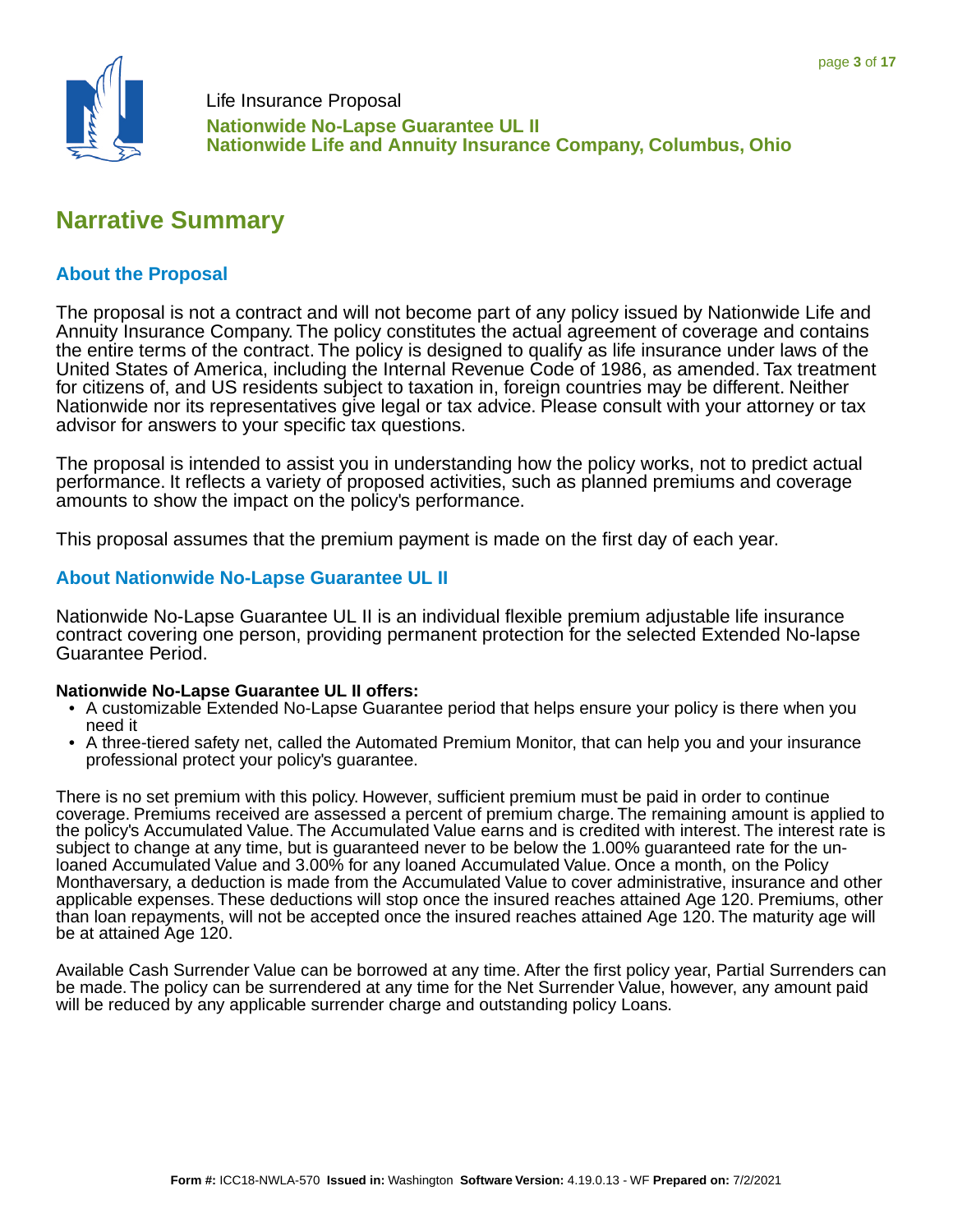Life Insurance Proposal
**Nationwide No-Lapse Guarantee UL II**
**Nationwide Life and Annuity Insurance Company, Columbus, Ohio**

# Narrative Summary

## About the Proposal

The proposal is not a contract and will not become part of any policy issued by Nationwide Life and Annuity Insurance Company. The policy constitutes the actual agreement of coverage and contains the entire terms of the contract. The policy is designed to qualify as life insurance under laws of the United States of America, including the Internal Revenue Code of 1986, as amended. Tax treatment for citizens of, and US residents subject to taxation in, foreign countries may be different. Neither Nationwide nor its representatives give legal or tax advice. Please consult with your attorney or tax advisor for answers to your specific tax questions.

The proposal is intended to assist you in understanding how the policy works, not to predict actual performance. It reflects a variety of proposed activities, such as planned premiums and coverage amounts to show the impact on the policy's performance.

This proposal assumes that the premium payment is made on the first day of each year.

## About Nationwide No-Lapse Guarantee UL II

Nationwide No-Lapse Guarantee UL II is an individual flexible premium adjustable life insurance contract covering one person, providing permanent protection for the selected Extended No-lapse Guarantee Period.

**Nationwide No-Lapse Guarantee UL II offers:**

- A customizable Extended No-Lapse Guarantee period that helps ensure your policy is there when you need it
- A three-tiered safety net, called the Automated Premium Monitor, that can help you and your insurance professional protect your policy's guarantee.

There is no set premium with this policy. However, sufficient premium must be paid in order to continue coverage. Premiums received are assessed a percent of premium charge. The remaining amount is applied to the policy's Accumulated Value. The Accumulated Value earns and is credited with interest. The interest rate is subject to change at any time, but is guaranteed never to be below the 1.00% guaranteed rate for the un-loaned Accumulated Value and 3.00% for any loaned Accumulated Value. Once a month, on the Policy Monthaversary, a deduction is made from the Accumulated Value to cover administrative, insurance and other applicable expenses. These deductions will stop once the insured reaches attained Age 120. Premiums, other than loan repayments, will not be accepted once the insured reaches attained Age 120. The maturity age will be at attained Age 120.

Available Cash Surrender Value can be borrowed at any time. After the first policy year, Partial Surrenders can be made. The policy can be surrendered at any time for the Net Surrender Value, however, any amount paid will be reduced by any applicable surrender charge and outstanding policy Loans.

**Form #:** ICC18-NWLA-570 **Issued in:** Washington **Software Version:** 4.19.0.13 - WF **Prepared on:** 7/2/2021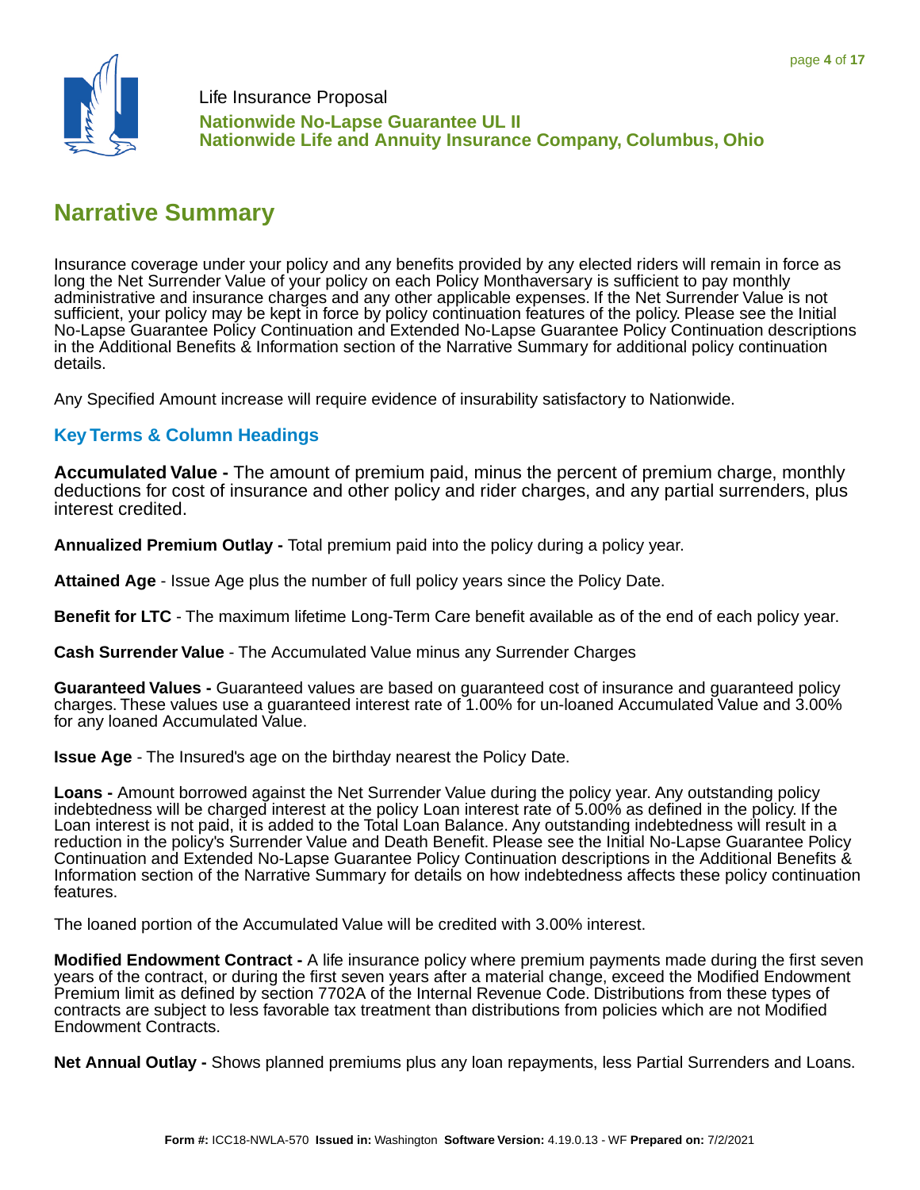Life Insurance Proposal

**Nationwide No-Lapse Guarantee UL II**
**Nationwide Life and Annuity Insurance Company, Columbus, Ohio**

# Narrative Summary

Insurance coverage under your policy and any benefits provided by any elected riders will remain in force as long the Net Surrender Value of your policy on each Policy Monthaversary is sufficient to pay monthly administrative and insurance charges and any other applicable expenses. If the Net Surrender Value is not sufficient, your policy may be kept in force by policy continuation features of the policy. Please see the Initial No-Lapse Guarantee Policy Continuation and Extended No-Lapse Guarantee Policy Continuation descriptions in the Additional Benefits & Information section of the Narrative Summary for additional policy continuation details.

Any Specified Amount increase will require evidence of insurability satisfactory to Nationwide.

## Key Terms & Column Headings

**Accumulated Value -** The amount of premium paid, minus the percent of premium charge, monthly deductions for cost of insurance and other policy and rider charges, and any partial surrenders, plus interest credited.

**Annualized Premium Outlay -** Total premium paid into the policy during a policy year.

**Attained Age** - Issue Age plus the number of full policy years since the Policy Date.

**Benefit for LTC** - The maximum lifetime Long-Term Care benefit available as of the end of each policy year.

**Cash Surrender Value** - The Accumulated Value minus any Surrender Charges

**Guaranteed Values -** Guaranteed values are based on guaranteed cost of insurance and guaranteed policy charges. These values use a guaranteed interest rate of 1.00% for un-loaned Accumulated Value and 3.00% for any loaned Accumulated Value.

**Issue Age** - The Insured's age on the birthday nearest the Policy Date.

**Loans -** Amount borrowed against the Net Surrender Value during the policy year. Any outstanding policy indebtedness will be charged interest at the policy Loan interest rate of 5.00% as defined in the policy. If the Loan interest is not paid, it is added to the Total Loan Balance. Any outstanding indebtedness will result in a reduction in the policy's Surrender Value and Death Benefit. Please see the Initial No-Lapse Guarantee Policy Continuation and Extended No-Lapse Guarantee Policy Continuation descriptions in the Additional Benefits & Information section of the Narrative Summary for details on how indebtedness affects these policy continuation features.

The loaned portion of the Accumulated Value will be credited with 3.00% interest.

**Modified Endowment Contract -** A life insurance policy where premium payments made during the first seven years of the contract, or during the first seven years after a material change, exceed the Modified Endowment Premium limit as defined by section 7702A of the Internal Revenue Code. Distributions from these types of contracts are subject to less favorable tax treatment than distributions from policies which are not Modified Endowment Contracts.

**Net Annual Outlay -** Shows planned premiums plus any loan repayments, less Partial Surrenders and Loans.

**Form #:** ICC18-NWLA-570 **Issued in:** Washington **Software Version:** 4.19.0.13 - WF **Prepared on:** 7/2/2021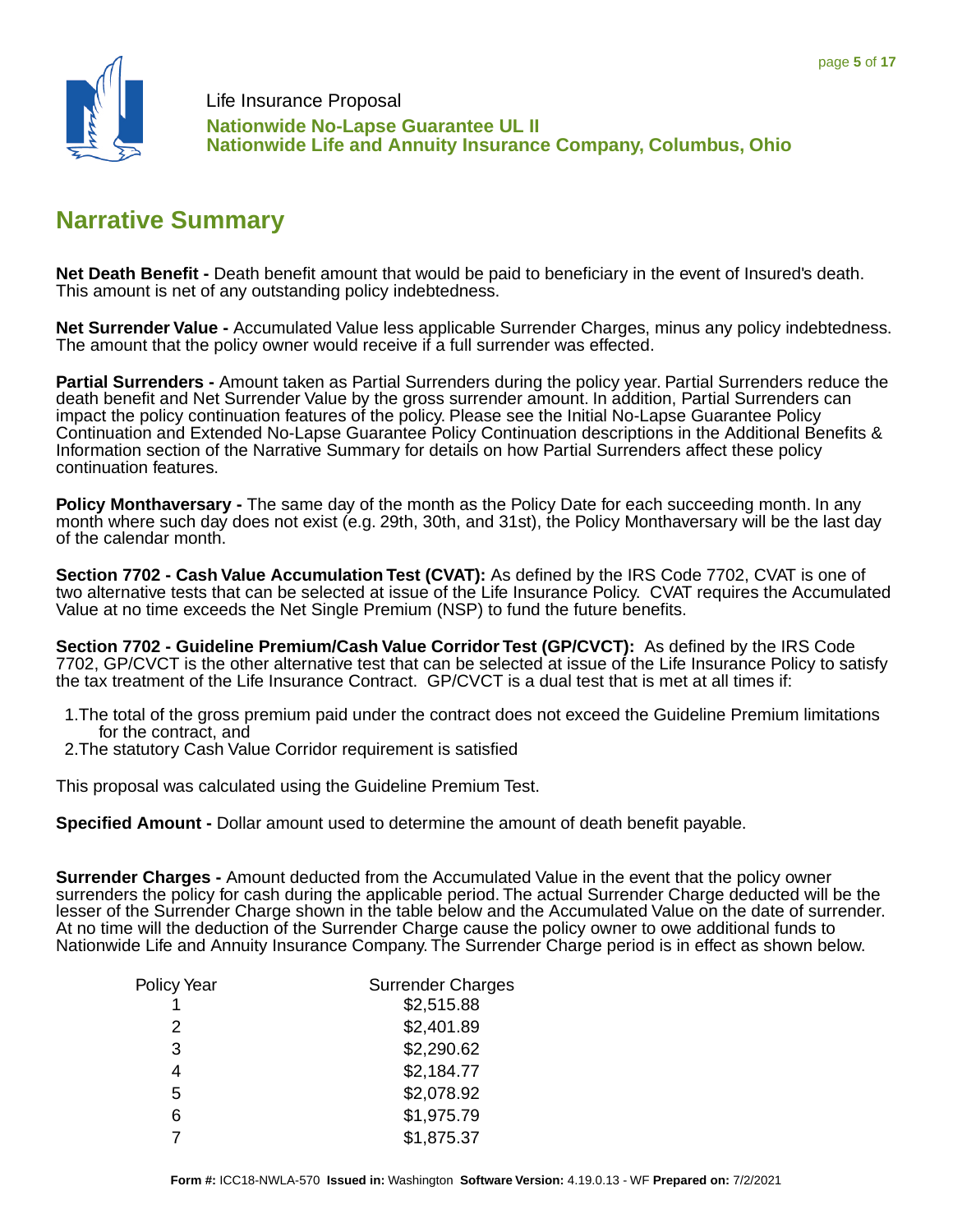Life Insurance Proposal

**Nationwide No-Lapse Guarantee UL II**
**Nationwide Life and Annuity Insurance Company, Columbus, Ohio**

## Narrative Summary

**Net Death Benefit -** Death benefit amount that would be paid to beneficiary in the event of Insured's death. This amount is net of any outstanding policy indebtedness.

**Net Surrender Value -** Accumulated Value less applicable Surrender Charges, minus any policy indebtedness. The amount that the policy owner would receive if a full surrender was effected.

**Partial Surrenders -** Amount taken as Partial Surrenders during the policy year. Partial Surrenders reduce the death benefit and Net Surrender Value by the gross surrender amount. In addition, Partial Surrenders can impact the policy continuation features of the policy. Please see the Initial No-Lapse Guarantee Policy Continuation and Extended No-Lapse Guarantee Policy Continuation descriptions in the Additional Benefits & Information section of the Narrative Summary for details on how Partial Surrenders affect these policy continuation features.

**Policy Monthaversary -** The same day of the month as the Policy Date for each succeeding month. In any month where such day does not exist (e.g. 29th, 30th, and 31st), the Policy Monthaversary will be the last day of the calendar month.

**Section 7702 - Cash Value Accumulation Test (CVAT):** As defined by the IRS Code 7702, CVAT is one of two alternative tests that can be selected at issue of the Life Insurance Policy. CVAT requires the Accumulated Value at no time exceeds the Net Single Premium (NSP) to fund the future benefits.

**Section 7702 - Guideline Premium/Cash Value Corridor Test (GP/CVCT):** As defined by the IRS Code 7702, GP/CVCT is the other alternative test that can be selected at issue of the Life Insurance Policy to satisfy the tax treatment of the Life Insurance Contract. GP/CVCT is a dual test that is met at all times if:

1. The total of the gross premium paid under the contract does not exceed the Guideline Premium limitations for the contract, and
2. The statutory Cash Value Corridor requirement is satisfied

This proposal was calculated using the Guideline Premium Test.

**Specified Amount -** Dollar amount used to determine the amount of death benefit payable.

**Surrender Charges -** Amount deducted from the Accumulated Value in the event that the policy owner surrenders the policy for cash during the applicable period. The actual Surrender Charge deducted will be the lesser of the Surrender Charge shown in the table below and the Accumulated Value on the date of surrender. At no time will the deduction of the Surrender Charge cause the policy owner to owe additional funds to Nationwide Life and Annuity Insurance Company. The Surrender Charge period is in effect as shown below.

| Policy Year | Surrender Charges |
|---|---|
| 1 | $2,515.88 |
| 2 | $2,401.89 |
| 3 | $2,290.62 |
| 4 | $2,184.77 |
| 5 | $2,078.92 |
| 6 | $1,975.79 |
| 7 | $1,875.37 |

**Form #:** ICC18-NWLA-570 **Issued in:** Washington **Software Version:** 4.19.0.13 - WF **Prepared on:** 7/2/2021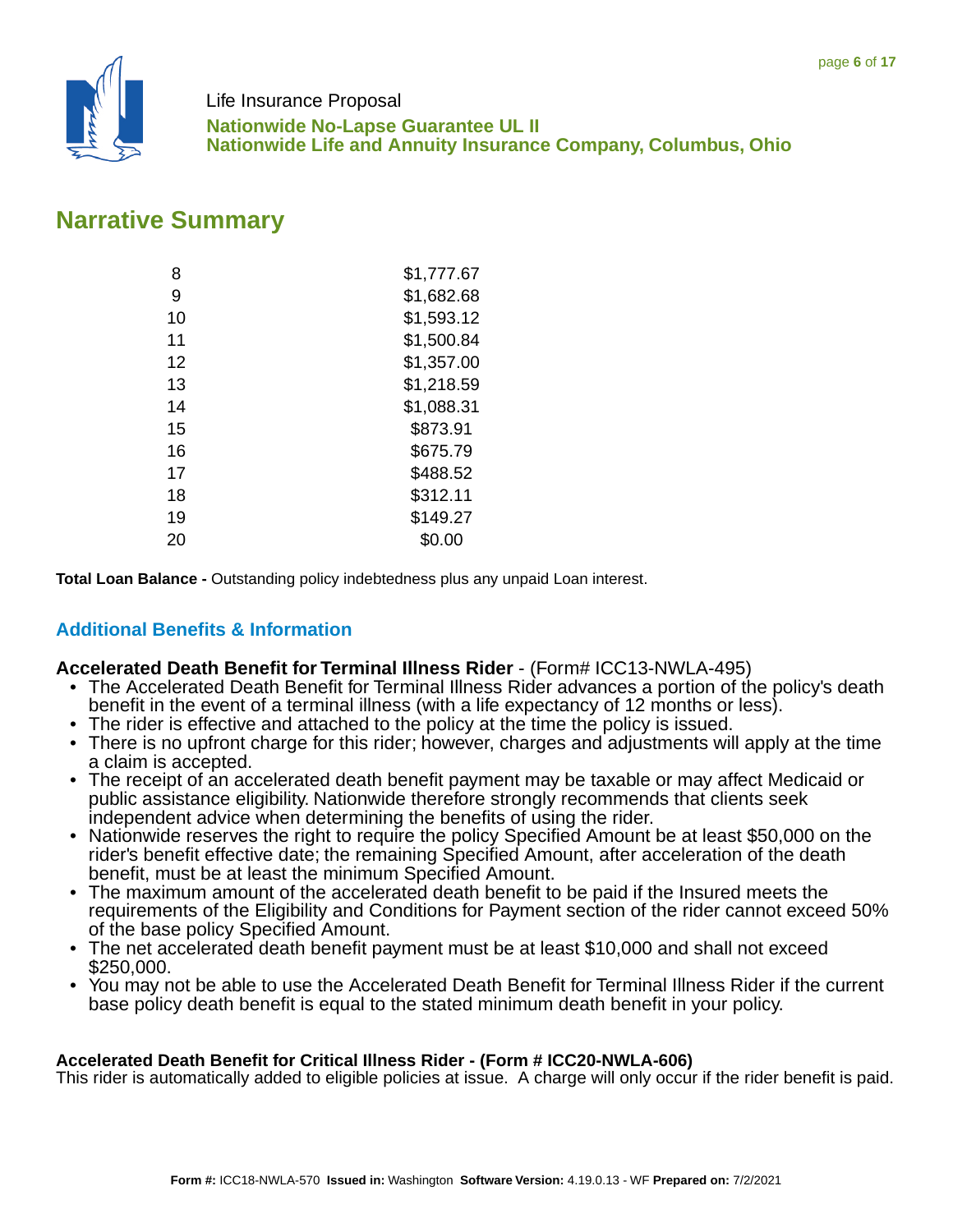## Narrative Summary

| | |
|---|---|
| 8 | $1,777.67 |
| 9 | $1,682.68 |
| 10 | $1,593.12 |
| 11 | $1,500.84 |
| 12 | $1,357.00 |
| 13 | $1,218.59 |
| 14 | $1,088.31 |
| 15 | $873.91 |
| 16 | $675.79 |
| 17 | $488.52 |
| 18 | $312.11 |
| 19 | $149.27 |
| 20 | $0.00 |

**Total Loan Balance -** Outstanding policy indebtedness plus any unpaid Loan interest.

### Additional Benefits & Information

**Accelerated Death Benefit for Terminal Illness Rider** - (Form# ICC13-NWLA-495)

- The Accelerated Death Benefit for Terminal Illness Rider advances a portion of the policy's death benefit in the event of a terminal illness (with a life expectancy of 12 months or less).
- The rider is effective and attached to the policy at the time the policy is issued.
- There is no upfront charge for this rider; however, charges and adjustments will apply at the time a claim is accepted.
- The receipt of an accelerated death benefit payment may be taxable or may affect Medicaid or public assistance eligibility. Nationwide therefore strongly recommends that clients seek independent advice when determining the benefits of using the rider.
- Nationwide reserves the right to require the policy Specified Amount be at least $50,000 on the rider's benefit effective date; the remaining Specified Amount, after acceleration of the death benefit, must be at least the minimum Specified Amount.
- The maximum amount of the accelerated death benefit to be paid if the Insured meets the requirements of the Eligibility and Conditions for Payment section of the rider cannot exceed 50% of the base policy Specified Amount.
- The net accelerated death benefit payment must be at least $10,000 and shall not exceed $250,000.
- You may not be able to use the Accelerated Death Benefit for Terminal Illness Rider if the current base policy death benefit is equal to the stated minimum death benefit in your policy.

**Accelerated Death Benefit for Critical Illness Rider - (Form # ICC20-NWLA-606)**

This rider is automatically added to eligible policies at issue. A charge will only occur if the rider benefit is paid.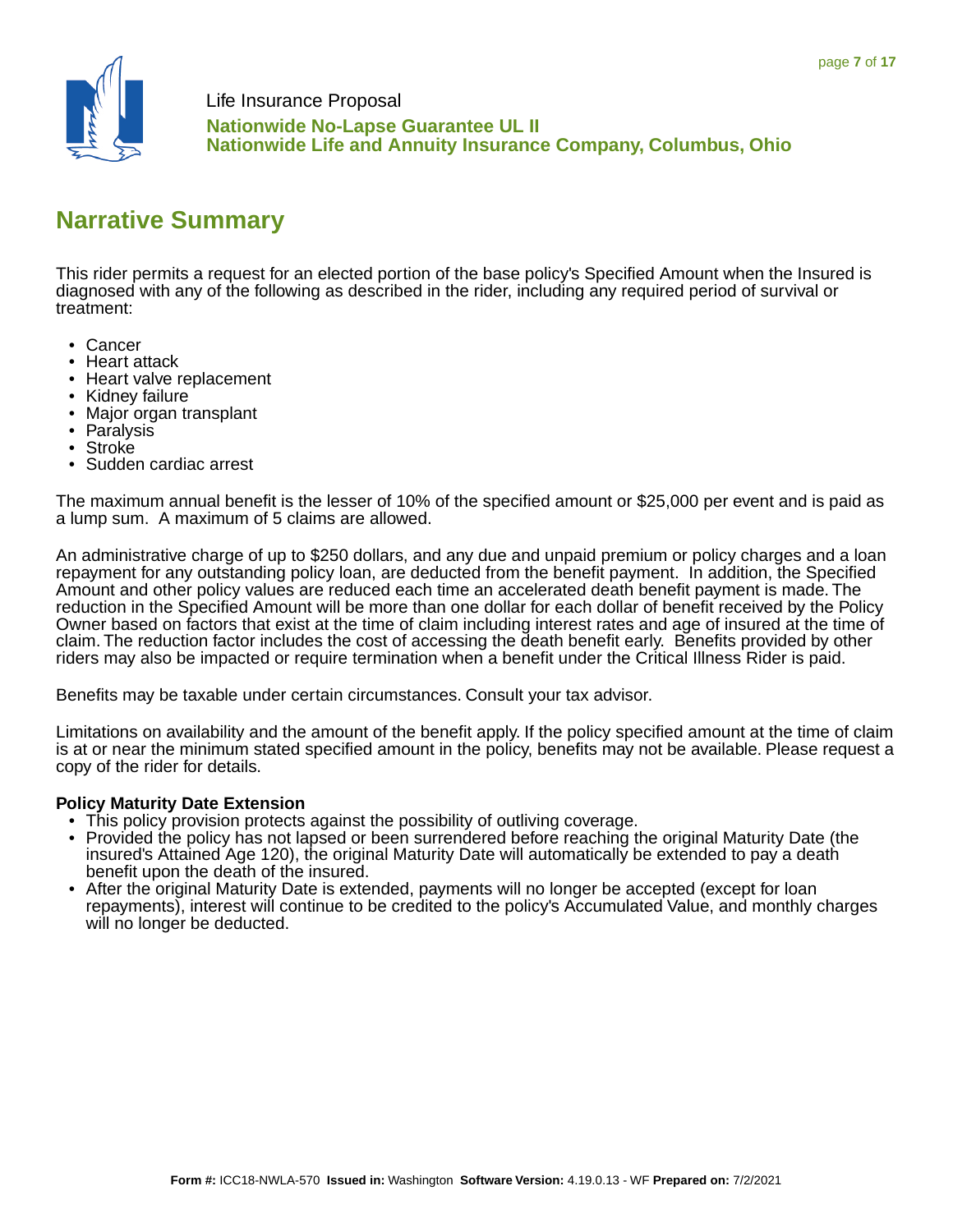## Narrative Summary

This rider permits a request for an elected portion of the base policy's Specified Amount when the Insured is diagnosed with any of the following as described in the rider, including any required period of survival or treatment:

- Cancer
- Heart attack
- Heart valve replacement
- Kidney failure
- Major organ transplant
- Paralysis
- Stroke
- Sudden cardiac arrest

The maximum annual benefit is the lesser of 10% of the specified amount or $25,000 per event and is paid as a lump sum. A maximum of 5 claims are allowed.

An administrative charge of up to $250 dollars, and any due and unpaid premium or policy charges and a loan repayment for any outstanding policy loan, are deducted from the benefit payment. In addition, the Specified Amount and other policy values are reduced each time an accelerated death benefit payment is made. The reduction in the Specified Amount will be more than one dollar for each dollar of benefit received by the Policy Owner based on factors that exist at the time of claim including interest rates and age of insured at the time of claim. The reduction factor includes the cost of accessing the death benefit early. Benefits provided by other riders may also be impacted or require termination when a benefit under the Critical Illness Rider is paid.

Benefits may be taxable under certain circumstances. Consult your tax advisor.

Limitations on availability and the amount of the benefit apply. If the policy specified amount at the time of claim is at or near the minimum stated specified amount in the policy, benefits may not be available. Please request a copy of the rider for details.

**Policy Maturity Date Extension**

- This policy provision protects against the possibility of outliving coverage.
- Provided the policy has not lapsed or been surrendered before reaching the original Maturity Date (the insured's Attained Age 120), the original Maturity Date will automatically be extended to pay a death benefit upon the death of the insured.
- After the original Maturity Date is extended, payments will no longer be accepted (except for loan repayments), interest will continue to be credited to the policy's Accumulated Value, and monthly charges will no longer be deducted.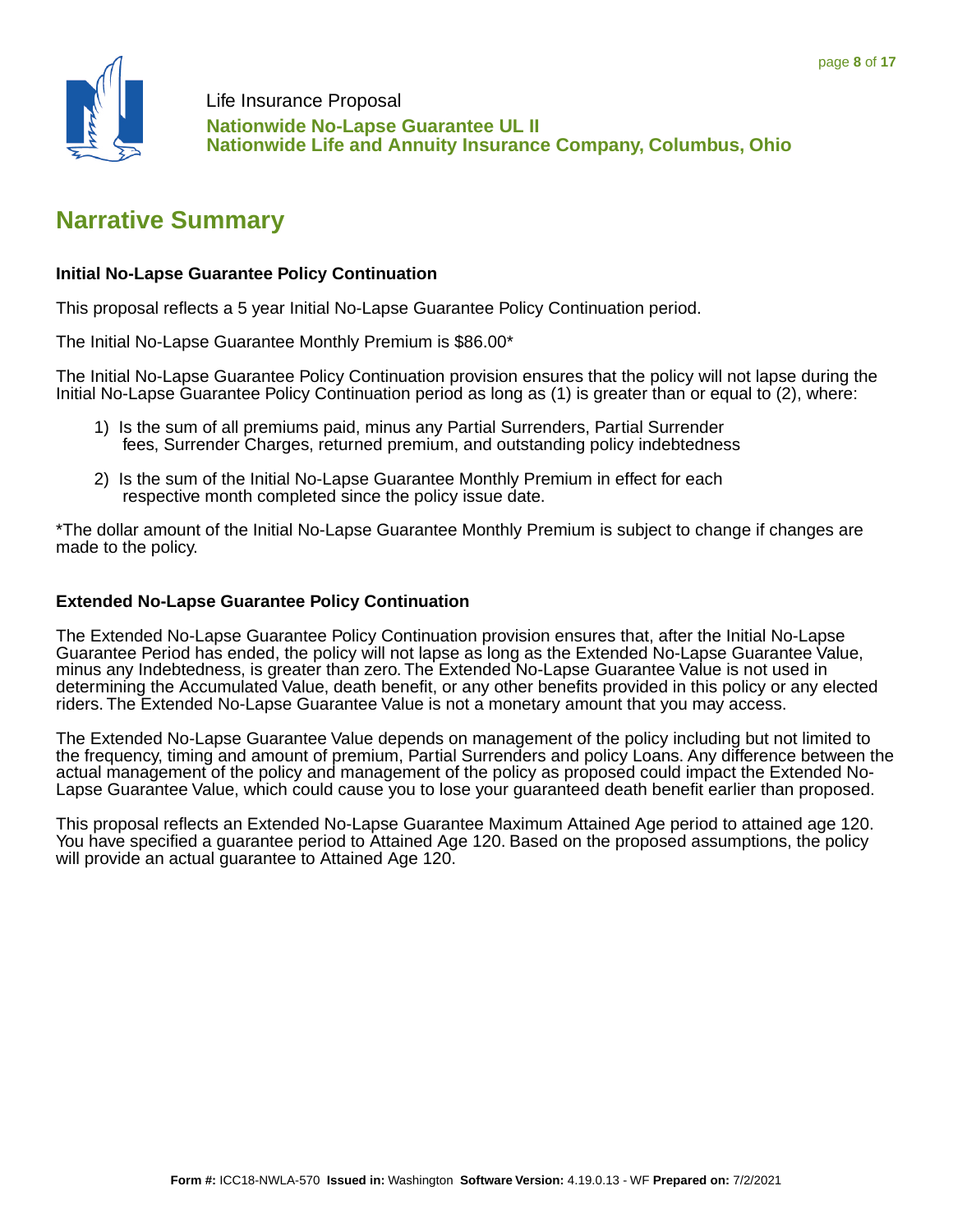Life Insurance Proposal
**Nationwide No-Lapse Guarantee UL II**
**Nationwide Life and Annuity Insurance Company, Columbus, Ohio**

# Narrative Summary

### Initial No-Lapse Guarantee Policy Continuation

This proposal reflects a 5 year Initial No-Lapse Guarantee Policy Continuation period.

The Initial No-Lapse Guarantee Monthly Premium is $86.00*

The Initial No-Lapse Guarantee Policy Continuation provision ensures that the policy will not lapse during the Initial No-Lapse Guarantee Policy Continuation period as long as (1) is greater than or equal to (2), where:

1) Is the sum of all premiums paid, minus any Partial Surrenders, Partial Surrender fees, Surrender Charges, returned premium, and outstanding policy indebtedness

2) Is the sum of the Initial No-Lapse Guarantee Monthly Premium in effect for each respective month completed since the policy issue date.

*The dollar amount of the Initial No-Lapse Guarantee Monthly Premium is subject to change if changes are made to the policy.

### Extended No-Lapse Guarantee Policy Continuation

The Extended No-Lapse Guarantee Policy Continuation provision ensures that, after the Initial No-Lapse Guarantee Period has ended, the policy will not lapse as long as the Extended No-Lapse Guarantee Value, minus any Indebtedness, is greater than zero. The Extended No-Lapse Guarantee Value is not used in determining the Accumulated Value, death benefit, or any other benefits provided in this policy or any elected riders. The Extended No-Lapse Guarantee Value is not a monetary amount that you may access.

The Extended No-Lapse Guarantee Value depends on management of the policy including but not limited to the frequency, timing and amount of premium, Partial Surrenders and policy Loans. Any difference between the actual management of the policy and management of the policy as proposed could impact the Extended No-Lapse Guarantee Value, which could cause you to lose your guaranteed death benefit earlier than proposed.

This proposal reflects an Extended No-Lapse Guarantee Maximum Attained Age period to attained age 120. You have specified a guarantee period to Attained Age 120. Based on the proposed assumptions, the policy will provide an actual guarantee to Attained Age 120.

**Form #:** ICC18-NWLA-570 **Issued in:** Washington **Software Version:** 4.19.0.13 - WF **Prepared on:** 7/2/2021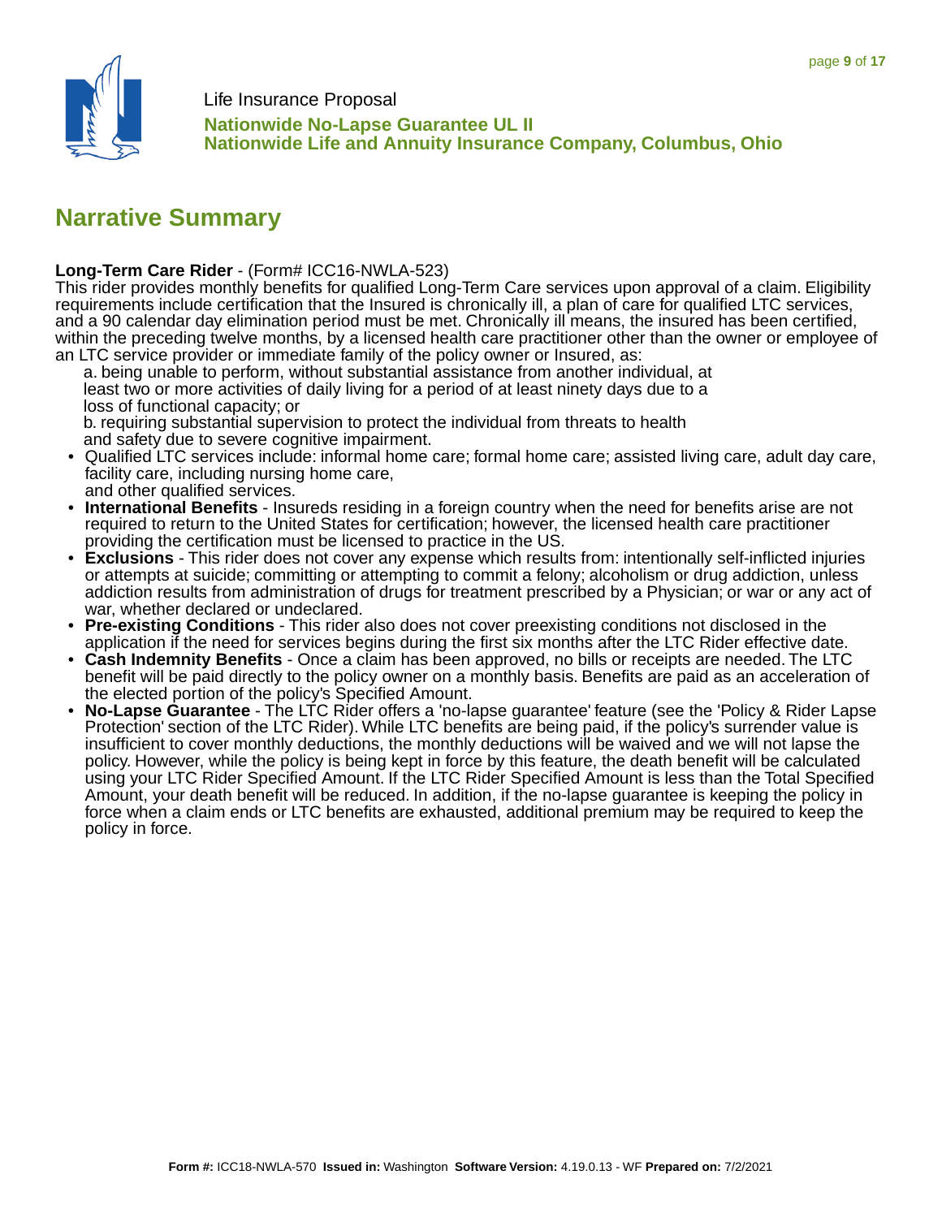Life Insurance Proposal

**Nationwide No-Lapse Guarantee UL II**
**Nationwide Life and Annuity Insurance Company, Columbus, Ohio**

## Narrative Summary

**Long-Term Care Rider** - (Form# ICC16-NWLA-523)
This rider provides monthly benefits for qualified Long-Term Care services upon approval of a claim. Eligibility requirements include certification that the Insured is chronically ill, a plan of care for qualified LTC services, and a 90 calendar day elimination period must be met. Chronically ill means, the insured has been certified, within the preceding twelve months, by a licensed health care practitioner other than the owner or employee of an LTC service provider or immediate family of the policy owner or Insured, as:

a. being unable to perform, without substantial assistance from another individual, at least two or more activities of daily living for a period of at least ninety days due to a loss of functional capacity; or

b. requiring substantial supervision to protect the individual from threats to health and safety due to severe cognitive impairment.

- Qualified LTC services include: informal home care; formal home care; assisted living care, adult day care, facility care, including nursing home care, and other qualified services.
- **International Benefits** - Insureds residing in a foreign country when the need for benefits arise are not required to return to the United States for certification; however, the licensed health care practitioner providing the certification must be licensed to practice in the US.
- **Exclusions** - This rider does not cover any expense which results from: intentionally self-inflicted injuries or attempts at suicide; committing or attempting to commit a felony; alcoholism or drug addiction, unless addiction results from administration of drugs for treatment prescribed by a Physician; or war or any act of war, whether declared or undeclared.
- **Pre-existing Conditions** - This rider also does not cover preexisting conditions not disclosed in the application if the need for services begins during the first six months after the LTC Rider effective date.
- **Cash Indemnity Benefits** - Once a claim has been approved, no bills or receipts are needed. The LTC benefit will be paid directly to the policy owner on a monthly basis. Benefits are paid as an acceleration of the elected portion of the policy's Specified Amount.
- **No-Lapse Guarantee** - The LTC Rider offers a 'no-lapse guarantee' feature (see the 'Policy & Rider Lapse Protection' section of the LTC Rider). While LTC benefits are being paid, if the policy's surrender value is insufficient to cover monthly deductions, the monthly deductions will be waived and we will not lapse the policy. However, while the policy is being kept in force by this feature, the death benefit will be calculated using your LTC Rider Specified Amount. If the LTC Rider Specified Amount is less than the Total Specified Amount, your death benefit will be reduced. In addition, if the no-lapse guarantee is keeping the policy in force when a claim ends or LTC benefits are exhausted, additional premium may be required to keep the policy in force.

**Form #:** ICC18-NWLA-570 **Issued in:** Washington **Software Version:** 4.19.0.13 - WF **Prepared on:** 7/2/2021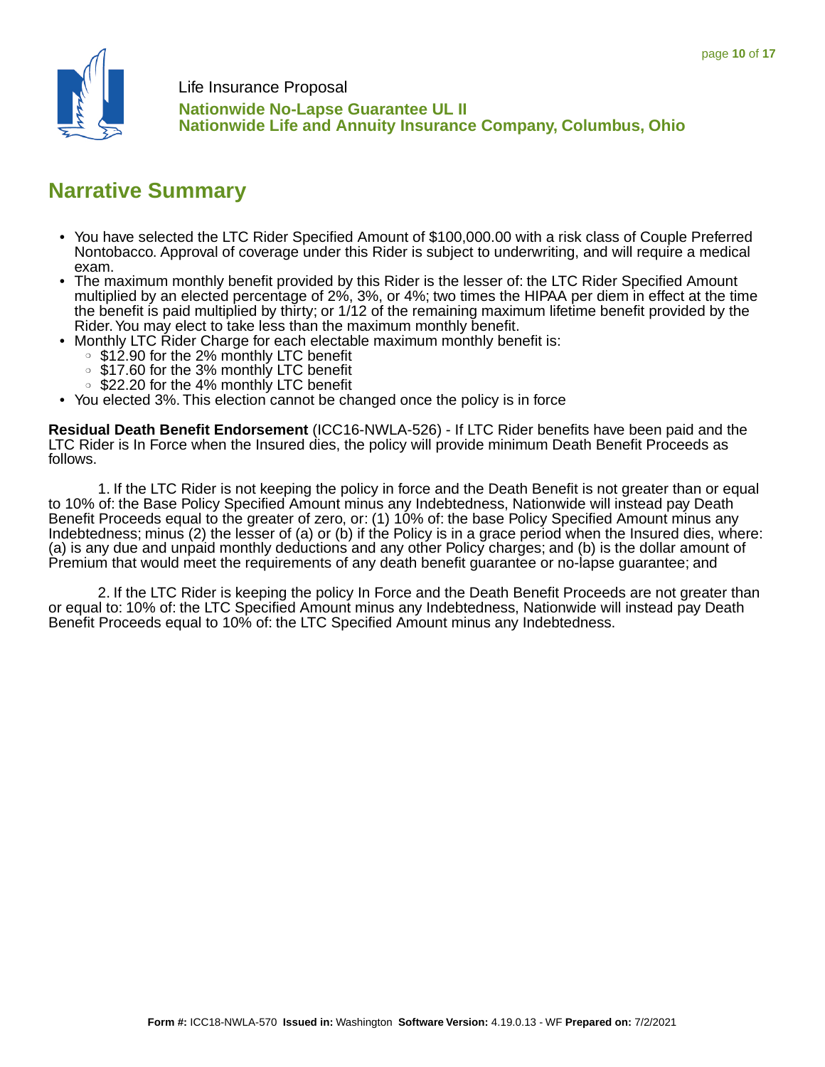Life Insurance Proposal

**Nationwide No-Lapse Guarantee UL II**
**Nationwide Life and Annuity Insurance Company, Columbus, Ohio**

## Narrative Summary

- You have selected the LTC Rider Specified Amount of $100,000.00 with a risk class of Couple Preferred Nontobacco. Approval of coverage under this Rider is subject to underwriting, and will require a medical exam.
- The maximum monthly benefit provided by this Rider is the lesser of: the LTC Rider Specified Amount multiplied by an elected percentage of 2%, 3%, or 4%; two times the HIPAA per diem in effect at the time the benefit is paid multiplied by thirty; or 1/12 of the remaining maximum lifetime benefit provided by the Rider. You may elect to take less than the maximum monthly benefit.
- Monthly LTC Rider Charge for each electable maximum monthly benefit is:
  - $12.90 for the 2% monthly LTC benefit
  - $17.60 for the 3% monthly LTC benefit
  - $22.20 for the 4% monthly LTC benefit
- You elected 3%. This election cannot be changed once the policy is in force

**Residual Death Benefit Endorsement** (ICC16-NWLA-526) - If LTC Rider benefits have been paid and the LTC Rider is In Force when the Insured dies, the policy will provide minimum Death Benefit Proceeds as follows.

1. If the LTC Rider is not keeping the policy in force and the Death Benefit is not greater than or equal to 10% of: the Base Policy Specified Amount minus any Indebtedness, Nationwide will instead pay Death Benefit Proceeds equal to the greater of zero, or: (1) 10% of: the base Policy Specified Amount minus any Indebtedness; minus (2) the lesser of (a) or (b) if the Policy is in a grace period when the Insured dies, where: (a) is any due and unpaid monthly deductions and any other Policy charges; and (b) is the dollar amount of Premium that would meet the requirements of any death benefit guarantee or no-lapse guarantee; and

2. If the LTC Rider is keeping the policy In Force and the Death Benefit Proceeds are not greater than or equal to: 10% of: the LTC Specified Amount minus any Indebtedness, Nationwide will instead pay Death Benefit Proceeds equal to 10% of: the LTC Specified Amount minus any Indebtedness.

**Form #:** ICC18-NWLA-570 **Issued in:** Washington **Software Version:** 4.19.0.13 - WF **Prepared on:** 7/2/2021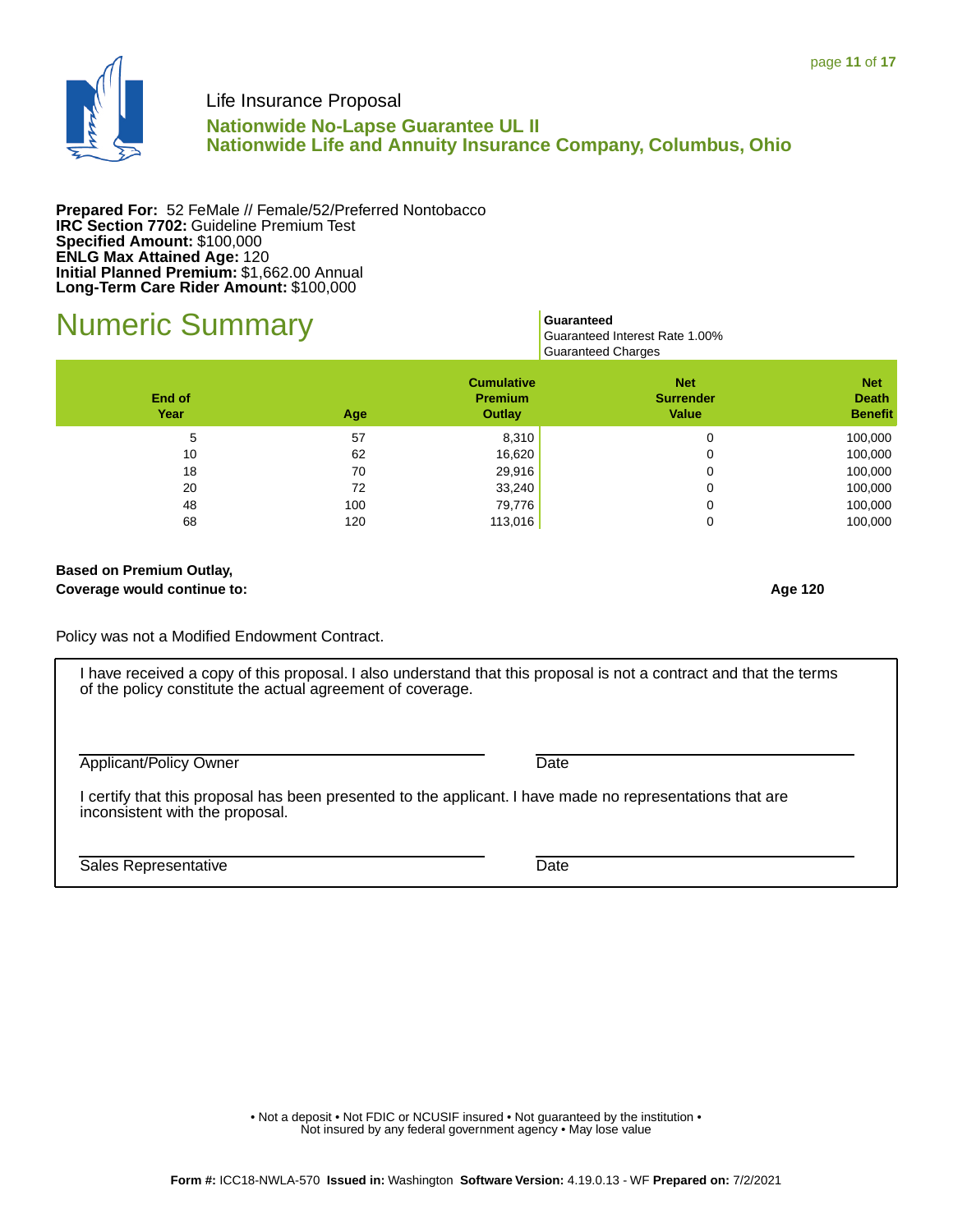Life Insurance Proposal

**Nationwide No-Lapse Guarantee UL II**
**Nationwide Life and Annuity Insurance Company, Columbus, Ohio**

**Prepared For:** 52 FeMale // Female/52/Preferred Nontobacco
**IRC Section 7702:** Guideline Premium Test
**Specified Amount:** $100,000
**ENLG Max Attained Age:** 120
**Initial Planned Premium:** $1,662.00 Annual
**Long-Term Care Rider Amount:** $100,000

# Numeric Summary

**Guaranteed**
Guaranteed Interest Rate 1.00%
Guaranteed Charges

| End of Year | Age | Cumulative Premium Outlay | Net Surrender Value | Net Death Benefit |
|---|---|---|---|---|
| 5 | 57 | 8,310 | 0 | 100,000 |
| 10 | 62 | 16,620 | 0 | 100,000 |
| 18 | 70 | 29,916 | 0 | 100,000 |
| 20 | 72 | 33,240 | 0 | 100,000 |
| 48 | 100 | 79,776 | 0 | 100,000 |
| 68 | 120 | 113,016 | 0 | 100,000 |

**Based on Premium Outlay,**
**Coverage would continue to:** **Age 120**

Policy was not a Modified Endowment Contract.

I have received a copy of this proposal. I also understand that this proposal is not a contract and that the terms of the policy constitute the actual agreement of coverage.

Applicant/Policy Owner ______________________ Date ______________________

I certify that this proposal has been presented to the applicant. I have made no representations that are inconsistent with the proposal.

Sales Representative ______________________ Date ______________________

• Not a deposit • Not FDIC or NCUSIF insured • Not guaranteed by the institution •
Not insured by any federal government agency • May lose value

**Form #:** ICC18-NWLA-570 **Issued in:** Washington **Software Version:** 4.19.0.13 - WF **Prepared on:** 7/2/2021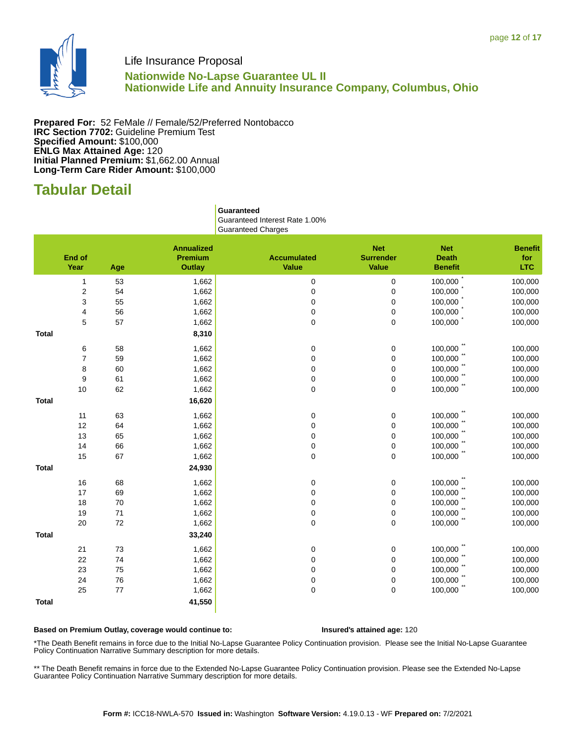Life Insurance Proposal

**Nationwide No-Lapse Guarantee UL II**
**Nationwide Life and Annuity Insurance Company, Columbus, Ohio**

**Prepared For:** 52 FeMale // Female/52/Preferred Nontobacco
**IRC Section 7702:** Guideline Premium Test
**Specified Amount:** $100,000
**ENLG Max Attained Age:** 120
**Initial Planned Premium:** $1,662.00 Annual
**Long-Term Care Rider Amount:** $100,000

# Tabular Detail

| | | | Guaranteed<br>Guaranteed Interest Rate 1.00%<br>Guaranteed Charges | | | |
|---|---|---|---|---|---|---|
| **End of Year** | **Age** | **Annualized Premium Outlay** | **Accumulated Value** | **Net Surrender Value** | **Net Death Benefit** | **Benefit for LTC** |
| 1 | 53 | 1,662 | 0 | 0 | 100,000 * | 100,000 |
| 2 | 54 | 1,662 | 0 | 0 | 100,000 * | 100,000 |
| 3 | 55 | 1,662 | 0 | 0 | 100,000 * | 100,000 |
| 4 | 56 | 1,662 | 0 | 0 | 100,000 * | 100,000 |
| 5 | 57 | 1,662 | 0 | 0 | 100,000 * | 100,000 |
| **Total** | | **8,310** | | | | |
| 6 | 58 | 1,662 | 0 | 0 | 100,000 ** | 100,000 |
| 7 | 59 | 1,662 | 0 | 0 | 100,000 ** | 100,000 |
| 8 | 60 | 1,662 | 0 | 0 | 100,000 ** | 100,000 |
| 9 | 61 | 1,662 | 0 | 0 | 100,000 ** | 100,000 |
| 10 | 62 | 1,662 | 0 | 0 | 100,000 ** | 100,000 |
| **Total** | | **16,620** | | | | |
| 11 | 63 | 1,662 | 0 | 0 | 100,000 ** | 100,000 |
| 12 | 64 | 1,662 | 0 | 0 | 100,000 ** | 100,000 |
| 13 | 65 | 1,662 | 0 | 0 | 100,000 ** | 100,000 |
| 14 | 66 | 1,662 | 0 | 0 | 100,000 ** | 100,000 |
| 15 | 67 | 1,662 | 0 | 0 | 100,000 ** | 100,000 |
| **Total** | | **24,930** | | | | |
| 16 | 68 | 1,662 | 0 | 0 | 100,000 ** | 100,000 |
| 17 | 69 | 1,662 | 0 | 0 | 100,000 ** | 100,000 |
| 18 | 70 | 1,662 | 0 | 0 | 100,000 ** | 100,000 |
| 19 | 71 | 1,662 | 0 | 0 | 100,000 ** | 100,000 |
| 20 | 72 | 1,662 | 0 | 0 | 100,000 ** | 100,000 |
| **Total** | | **33,240** | | | | |
| 21 | 73 | 1,662 | 0 | 0 | 100,000 ** | 100,000 |
| 22 | 74 | 1,662 | 0 | 0 | 100,000 ** | 100,000 |
| 23 | 75 | 1,662 | 0 | 0 | 100,000 ** | 100,000 |
| 24 | 76 | 1,662 | 0 | 0 | 100,000 ** | 100,000 |
| 25 | 77 | 1,662 | 0 | 0 | 100,000 ** | 100,000 |
| **Total** | | **41,550** | | | | |

**Based on Premium Outlay, coverage would continue to:** **Insured's attained age:** 120

*The Death Benefit remains in force due to the Initial No-Lapse Guarantee Policy Continuation provision. Please see the Initial No-Lapse Guarantee Policy Continuation Narrative Summary description for more details.

** The Death Benefit remains in force due to the Extended No-Lapse Guarantee Policy Continuation provision. Please see the Extended No-Lapse Guarantee Policy Continuation Narrative Summary description for more details.

**Form #:** ICC18-NWLA-570 **Issued in:** Washington **Software Version:** 4.19.0.13 - WF **Prepared on:** 7/2/2021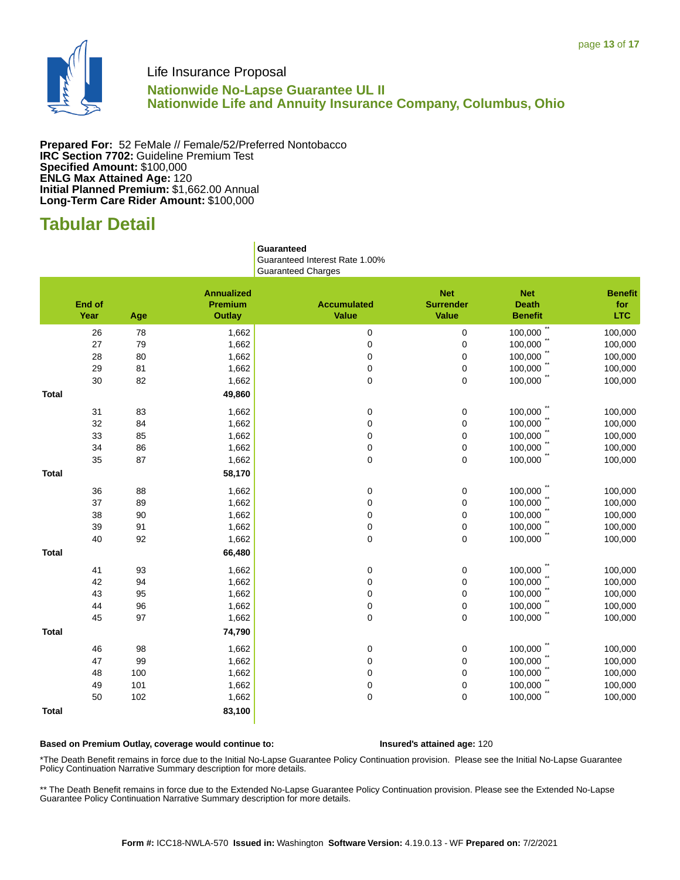Life Insurance Proposal

**Nationwide No-Lapse Guarantee UL II**
**Nationwide Life and Annuity Insurance Company, Columbus, Ohio**

**Prepared For:** 52 FeMale // Female/52/Preferred Nontobacco
**IRC Section 7702:** Guideline Premium Test
**Specified Amount:** $100,000
**ENLG Max Attained Age:** 120
**Initial Planned Premium:** $1,662.00 Annual
**Long-Term Care Rider Amount:** $100,000

## Tabular Detail

| | | | | Guaranteed<br>Guaranteed Interest Rate 1.00%<br>Guaranteed Charges | | | |
|---|---|---|---|---|---|---|---|
| | **End of Year** | **Age** | **Annualized Premium Outlay** | **Accumulated Value** | **Net Surrender Value** | **Net Death Benefit** | **Benefit for LTC** |
| | 26 | 78 | 1,662 | 0 | 0 | 100,000 ** | 100,000 |
| | 27 | 79 | 1,662 | 0 | 0 | 100,000 ** | 100,000 |
| | 28 | 80 | 1,662 | 0 | 0 | 100,000 ** | 100,000 |
| | 29 | 81 | 1,662 | 0 | 0 | 100,000 ** | 100,000 |
| | 30 | 82 | 1,662 | 0 | 0 | 100,000 ** | 100,000 |
| **Total** | | | **49,860** | | | | |
| | 31 | 83 | 1,662 | 0 | 0 | 100,000 ** | 100,000 |
| | 32 | 84 | 1,662 | 0 | 0 | 100,000 ** | 100,000 |
| | 33 | 85 | 1,662 | 0 | 0 | 100,000 ** | 100,000 |
| | 34 | 86 | 1,662 | 0 | 0 | 100,000 ** | 100,000 |
| | 35 | 87 | 1,662 | 0 | 0 | 100,000 ** | 100,000 |
| **Total** | | | **58,170** | | | | |
| | 36 | 88 | 1,662 | 0 | 0 | 100,000 ** | 100,000 |
| | 37 | 89 | 1,662 | 0 | 0 | 100,000 ** | 100,000 |
| | 38 | 90 | 1,662 | 0 | 0 | 100,000 ** | 100,000 |
| | 39 | 91 | 1,662 | 0 | 0 | 100,000 ** | 100,000 |
| | 40 | 92 | 1,662 | 0 | 0 | 100,000 ** | 100,000 |
| **Total** | | | **66,480** | | | | |
| | 41 | 93 | 1,662 | 0 | 0 | 100,000 ** | 100,000 |
| | 42 | 94 | 1,662 | 0 | 0 | 100,000 ** | 100,000 |
| | 43 | 95 | 1,662 | 0 | 0 | 100,000 ** | 100,000 |
| | 44 | 96 | 1,662 | 0 | 0 | 100,000 ** | 100,000 |
| | 45 | 97 | 1,662 | 0 | 0 | 100,000 ** | 100,000 |
| **Total** | | | **74,790** | | | | |
| | 46 | 98 | 1,662 | 0 | 0 | 100,000 ** | 100,000 |
| | 47 | 99 | 1,662 | 0 | 0 | 100,000 ** | 100,000 |
| | 48 | 100 | 1,662 | 0 | 0 | 100,000 ** | 100,000 |
| | 49 | 101 | 1,662 | 0 | 0 | 100,000 ** | 100,000 |
| | 50 | 102 | 1,662 | 0 | 0 | 100,000 ** | 100,000 |
| **Total** | | | **83,100** | | | | |

**Based on Premium Outlay, coverage would continue to:** **Insured's attained age:** 120

*The Death Benefit remains in force due to the Initial No-Lapse Guarantee Policy Continuation provision. Please see the Initial No-Lapse Guarantee Policy Continuation Narrative Summary description for more details.

** The Death Benefit remains in force due to the Extended No-Lapse Guarantee Policy Continuation provision. Please see the Extended No-Lapse Guarantee Policy Continuation Narrative Summary description for more details.

**Form #:** ICC18-NWLA-570 **Issued in:** Washington **Software Version:** 4.19.0.13 - WF **Prepared on:** 7/2/2021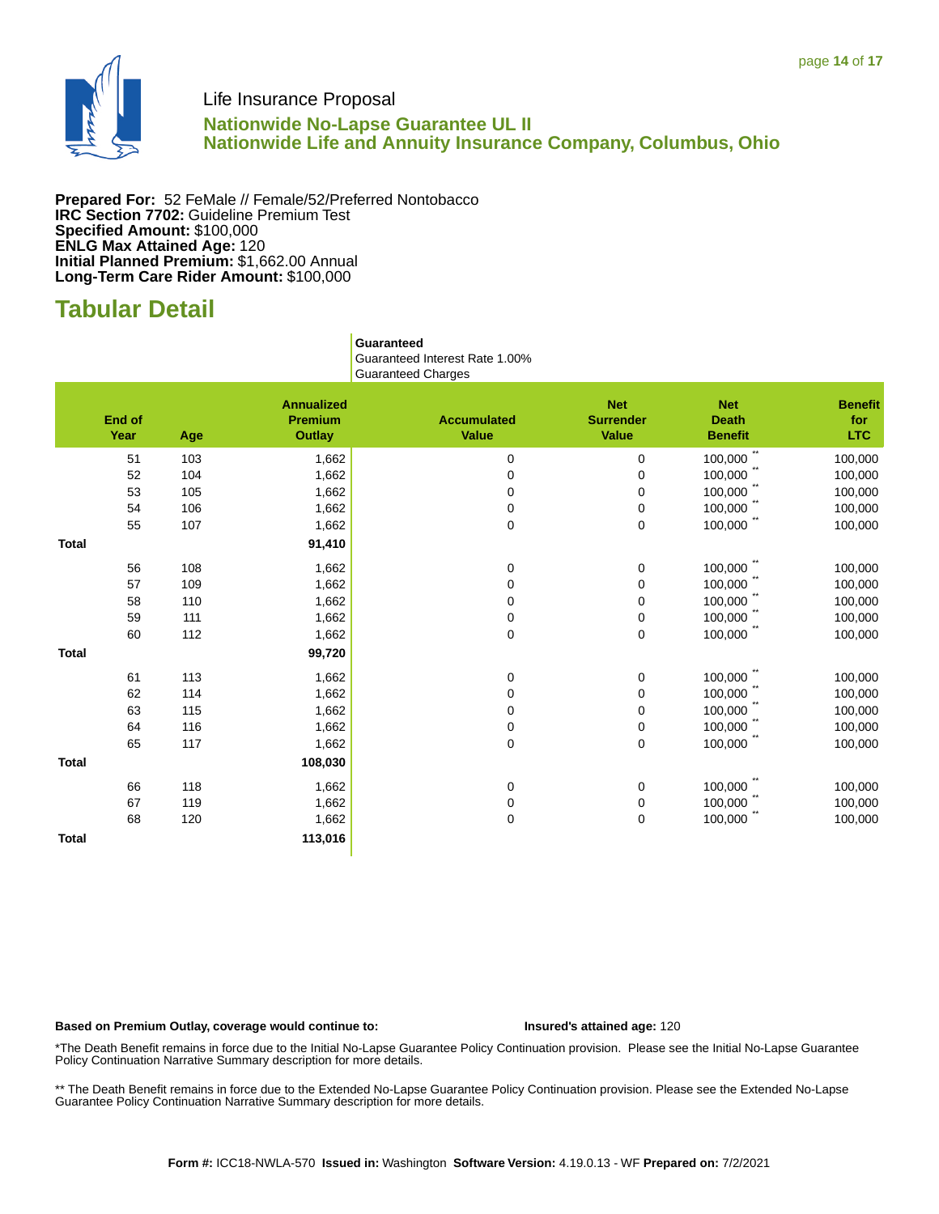Life Insurance Proposal

**Nationwide No-Lapse Guarantee UL II**
**Nationwide Life and Annuity Insurance Company, Columbus, Ohio**

**Prepared For:** 52 FeMale // Female/52/Preferred Nontobacco
**IRC Section 7702:** Guideline Premium Test
**Specified Amount:** $100,000
**ENLG Max Attained Age:** 120
**Initial Planned Premium:** $1,662.00 Annual
**Long-Term Care Rider Amount:** $100,000

## Tabular Detail

| | | | Guaranteed<br>Guaranteed Interest Rate 1.00%<br>Guaranteed Charges | | | |
|---|---|---|---|---|---|---|
| **End of Year** | **Age** | **Annualized Premium Outlay** | **Accumulated Value** | **Net Surrender Value** | **Net Death Benefit** | **Benefit for LTC** |
| 51 | 103 | 1,662 | 0 | 0 | 100,000 ** | 100,000 |
| 52 | 104 | 1,662 | 0 | 0 | 100,000 ** | 100,000 |
| 53 | 105 | 1,662 | 0 | 0 | 100,000 ** | 100,000 |
| 54 | 106 | 1,662 | 0 | 0 | 100,000 ** | 100,000 |
| 55 | 107 | 1,662 | 0 | 0 | 100,000 ** | 100,000 |
| **Total** | | **91,410** | | | | |
| 56 | 108 | 1,662 | 0 | 0 | 100,000 ** | 100,000 |
| 57 | 109 | 1,662 | 0 | 0 | 100,000 ** | 100,000 |
| 58 | 110 | 1,662 | 0 | 0 | 100,000 ** | 100,000 |
| 59 | 111 | 1,662 | 0 | 0 | 100,000 ** | 100,000 |
| 60 | 112 | 1,662 | 0 | 0 | 100,000 ** | 100,000 |
| **Total** | | **99,720** | | | | |
| 61 | 113 | 1,662 | 0 | 0 | 100,000 ** | 100,000 |
| 62 | 114 | 1,662 | 0 | 0 | 100,000 ** | 100,000 |
| 63 | 115 | 1,662 | 0 | 0 | 100,000 ** | 100,000 |
| 64 | 116 | 1,662 | 0 | 0 | 100,000 ** | 100,000 |
| 65 | 117 | 1,662 | 0 | 0 | 100,000 ** | 100,000 |
| **Total** | | **108,030** | | | | |
| 66 | 118 | 1,662 | 0 | 0 | 100,000 ** | 100,000 |
| 67 | 119 | 1,662 | 0 | 0 | 100,000 ** | 100,000 |
| 68 | 120 | 1,662 | 0 | 0 | 100,000 ** | 100,000 |
| **Total** | | **113,016** | | | | |

**Based on Premium Outlay, coverage would continue to:** **Insured's attained age:** 120

*The Death Benefit remains in force due to the Initial No-Lapse Guarantee Policy Continuation provision. Please see the Initial No-Lapse Guarantee Policy Continuation Narrative Summary description for more details.

** The Death Benefit remains in force due to the Extended No-Lapse Guarantee Policy Continuation provision. Please see the Extended No-Lapse Guarantee Policy Continuation Narrative Summary description for more details.

**Form #:** ICC18-NWLA-570 **Issued in:** Washington **Software Version:** 4.19.0.13 - WF **Prepared on:** 7/2/2021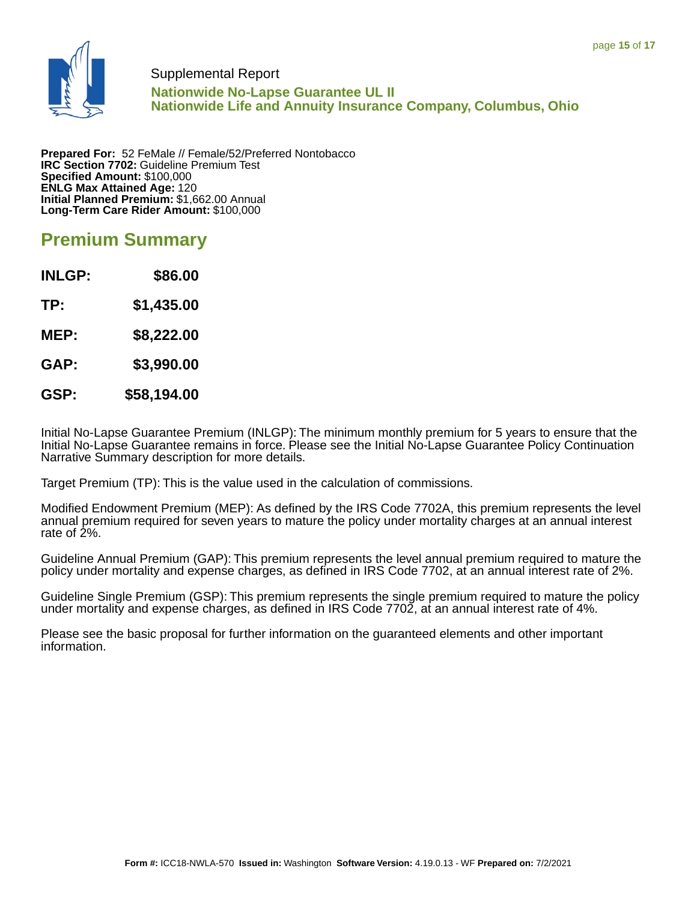Supplemental Report

**Nationwide No-Lapse Guarantee UL II**
**Nationwide Life and Annuity Insurance Company, Columbus, Ohio**

**Prepared For:** 52 FeMale // Female/52/Preferred Nontobacco
**IRC Section 7702:** Guideline Premium Test
**Specified Amount:** $100,000
**ENLG Max Attained Age:** 120
**Initial Planned Premium:** $1,662.00 Annual
**Long-Term Care Rider Amount:** $100,000

## Premium Summary

| | |
|---|---|
| **INLGP:** | **$86.00** |
| **TP:** | **$1,435.00** |
| **MEP:** | **$8,222.00** |
| **GAP:** | **$3,990.00** |
| **GSP:** | **$58,194.00** |

Initial No-Lapse Guarantee Premium (INLGP): The minimum monthly premium for 5 years to ensure that the Initial No-Lapse Guarantee remains in force. Please see the Initial No-Lapse Guarantee Policy Continuation Narrative Summary description for more details.

Target Premium (TP): This is the value used in the calculation of commissions.

Modified Endowment Premium (MEP): As defined by the IRS Code 7702A, this premium represents the level annual premium required for seven years to mature the policy under mortality charges at an annual interest rate of 2%.

Guideline Annual Premium (GAP): This premium represents the level annual premium required to mature the policy under mortality and expense charges, as defined in IRS Code 7702, at an annual interest rate of 2%.

Guideline Single Premium (GSP): This premium represents the single premium required to mature the policy under mortality and expense charges, as defined in IRS Code 7702, at an annual interest rate of 4%.

Please see the basic proposal for further information on the guaranteed elements and other important information.

**Form #:** ICC18-NWLA-570 **Issued in:** Washington **Software Version:** 4.19.0.13 - WF **Prepared on:** 7/2/2021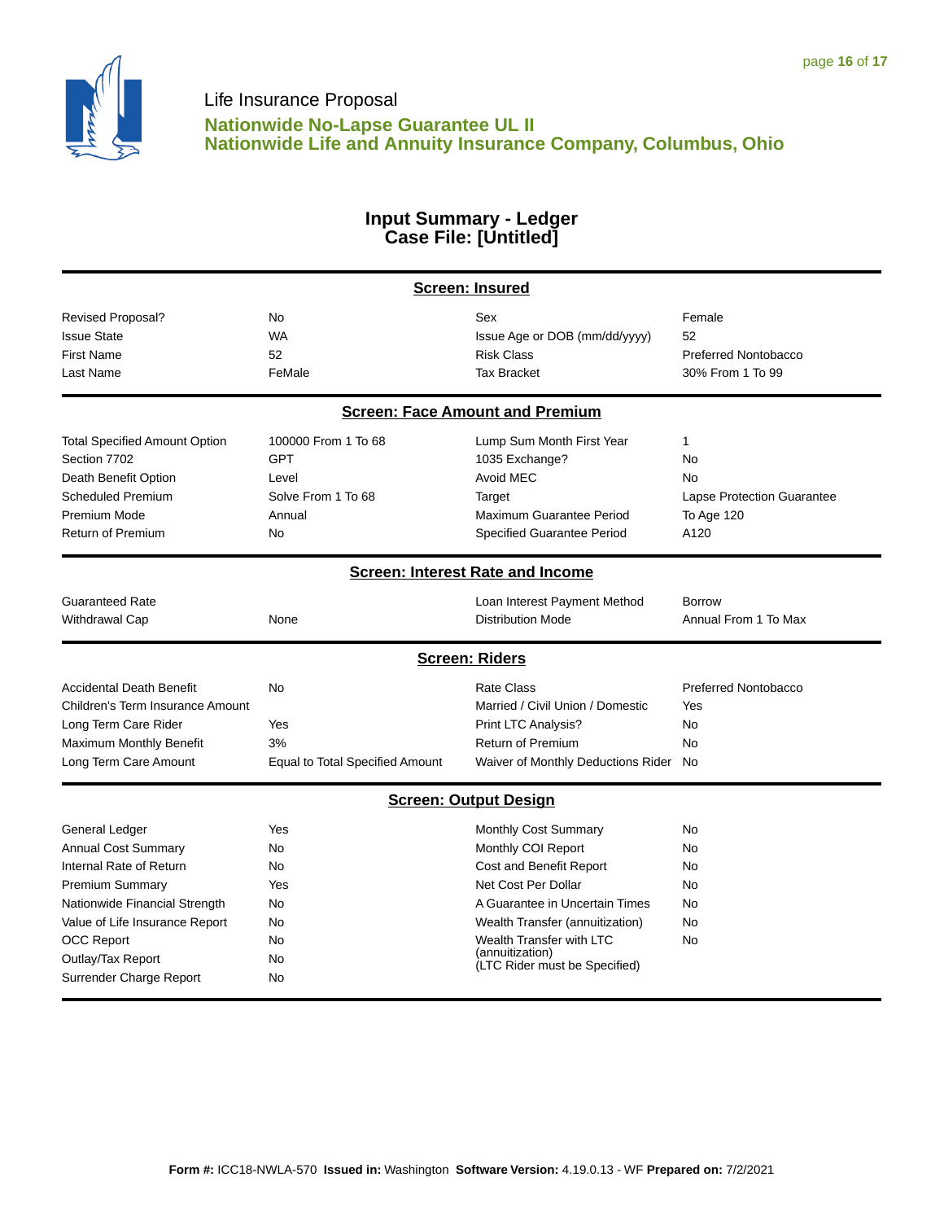Life Insurance Proposal

**Nationwide No-Lapse Guarantee UL II**
**Nationwide Life and Annuity Insurance Company, Columbus, Ohio**

## Input Summary - Ledger
## Case File: [Untitled]

### Screen: Insured

| | | | |
|---|---|---|---|
| Revised Proposal? | No | Sex | Female |
| Issue State | WA | Issue Age or DOB (mm/dd/yyyy) | 52 |
| First Name | 52 | Risk Class | Preferred Nontobacco |
| Last Name | FeMale | Tax Bracket | 30% From 1 To 99 |

### Screen: Face Amount and Premium

| | | | |
|---|---|---|---|
| Total Specified Amount Option | 100000 From 1 To 68 | Lump Sum Month First Year | 1 |
| Section 7702 | GPT | 1035 Exchange? | No |
| Death Benefit Option | Level | Avoid MEC | No |
| Scheduled Premium | Solve From 1 To 68 | Target | Lapse Protection Guarantee |
| Premium Mode | Annual | Maximum Guarantee Period | To Age 120 |
| Return of Premium | No | Specified Guarantee Period | A120 |

### Screen: Interest Rate and Income

| | | | |
|---|---|---|---|
| Guaranteed Rate | | Loan Interest Payment Method | Borrow |
| Withdrawal Cap | None | Distribution Mode | Annual From 1 To Max |

### Screen: Riders

| | | | |
|---|---|---|---|
| Accidental Death Benefit | No | Rate Class | Preferred Nontobacco |
| Children's Term Insurance Amount | | Married / Civil Union / Domestic | Yes |
| Long Term Care Rider | Yes | Print LTC Analysis? | No |
| Maximum Monthly Benefit | 3% | Return of Premium | No |
| Long Term Care Amount | Equal to Total Specified Amount | Waiver of Monthly Deductions Rider | No |

### Screen: Output Design

| | | | |
|---|---|---|---|
| General Ledger | Yes | Monthly Cost Summary | No |
| Annual Cost Summary | No | Monthly COI Report | No |
| Internal Rate of Return | No | Cost and Benefit Report | No |
| Premium Summary | Yes | Net Cost Per Dollar | No |
| Nationwide Financial Strength | No | A Guarantee in Uncertain Times | No |
| Value of Life Insurance Report | No | Wealth Transfer (annuitization) | No |
| OCC Report | No | Wealth Transfer with LTC (annuitization) (LTC Rider must be Specified) | No |
| Outlay/Tax Report | No | | |
| Surrender Charge Report | No | | |

**Form #:** ICC18-NWLA-570 **Issued in:** Washington **Software Version:** 4.19.0.13 - WF **Prepared on:** 7/2/2021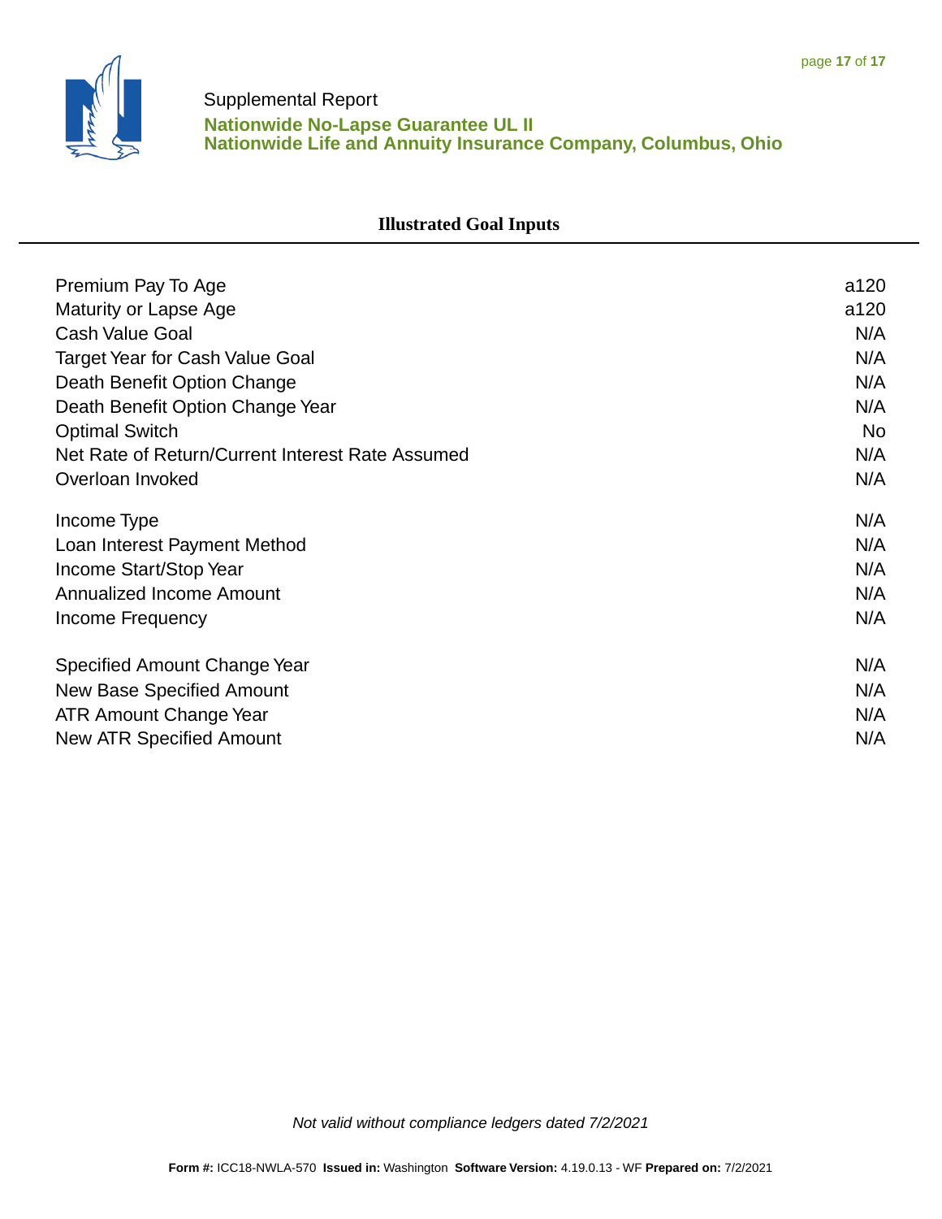Supplemental Report
**Nationwide No-Lapse Guarantee UL II**
**Nationwide Life and Annuity Insurance Company, Columbus, Ohio**

## Illustrated Goal Inputs

| | |
|---|---|
| Premium Pay To Age | a120 |
| Maturity or Lapse Age | a120 |
| Cash Value Goal | N/A |
| Target Year for Cash Value Goal | N/A |
| Death Benefit Option Change | N/A |
| Death Benefit Option Change Year | N/A |
| Optimal Switch | No |
| Net Rate of Return/Current Interest Rate Assumed | N/A |
| Overloan Invoked | N/A |
| Income Type | N/A |
| Loan Interest Payment Method | N/A |
| Income Start/Stop Year | N/A |
| Annualized Income Amount | N/A |
| Income Frequency | N/A |
| Specified Amount Change Year | N/A |
| New Base Specified Amount | N/A |
| ATR Amount Change Year | N/A |
| New ATR Specified Amount | N/A |

*Not valid without compliance ledgers dated 7/2/2021*

**Form #:** ICC18-NWLA-570 **Issued in:** Washington **Software Version:** 4.19.0.13 - WF **Prepared on:** 7/2/2021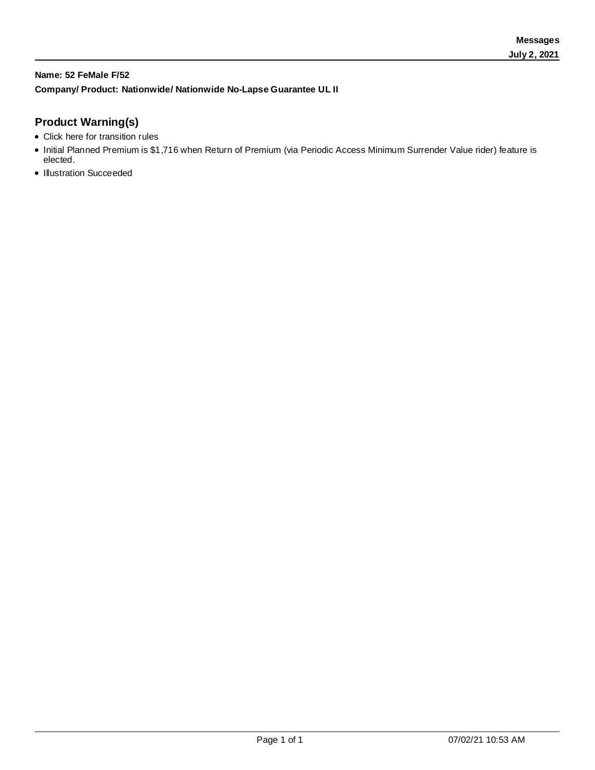**Messages**

**July 2, 2021**

**Name: 52 FeMale F/52**

**Company/ Product: Nationwide/ Nationwide No-Lapse Guarantee UL II**

## Product Warning(s)

- Click here for transition rules
- Initial Planned Premium is $1,716 when Return of Premium (via Periodic Access Minimum Surrender Value rider) feature is elected.
- Illustration Succeeded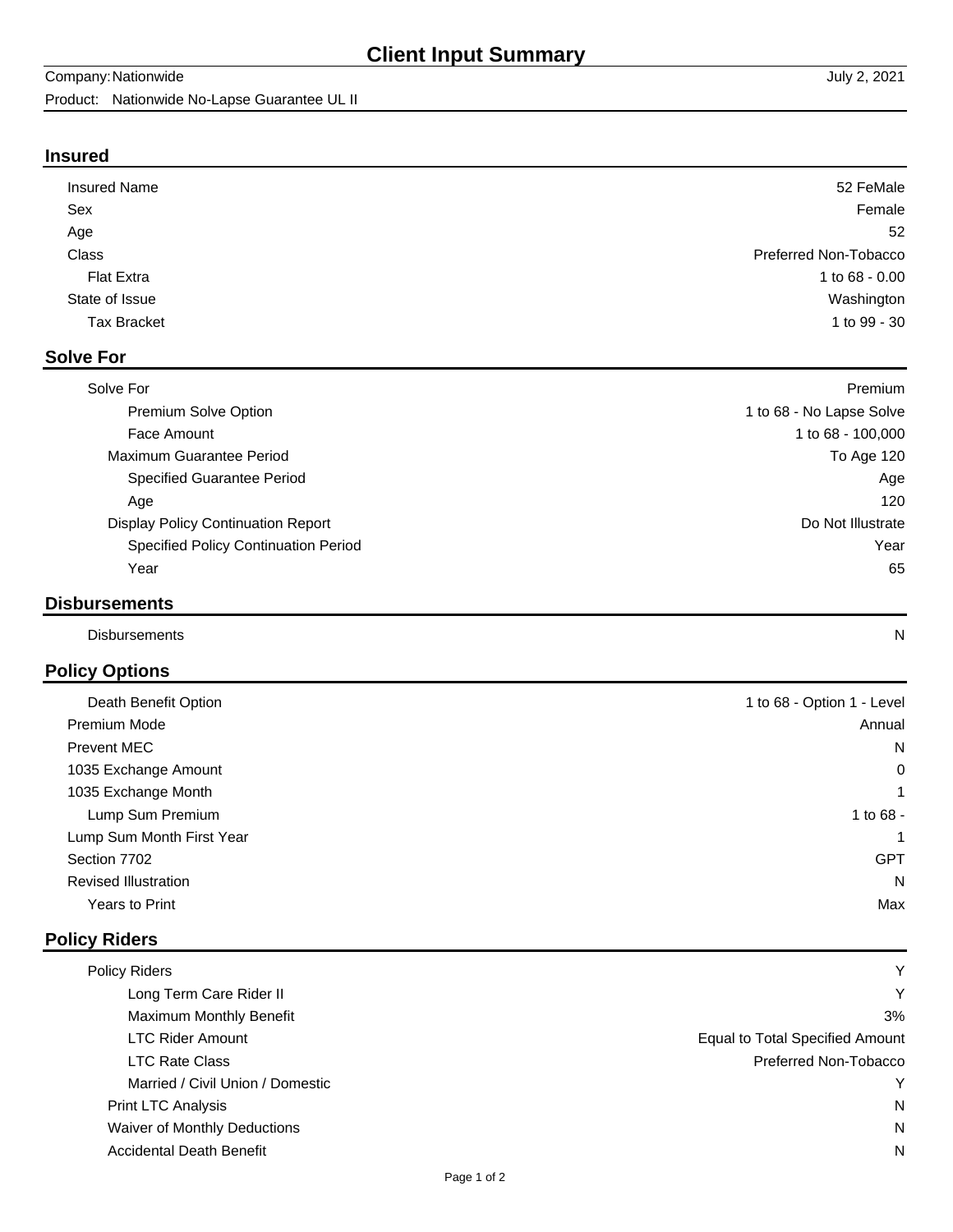# Client Input Summary

Company: Nationwide July 2, 2021

Product: Nationwide No-Lapse Guarantee UL II

## Insured

| | |
|---|---|
| Insured Name | 52 FeMale |
| Sex | Female |
| Age | 52 |
| Class | Preferred Non-Tobacco |
| Flat Extra | 1 to 68 - 0.00 |
| State of Issue | Washington |
| Tax Bracket | 1 to 99 - 30 |

## Solve For

| | |
|---|---|
| Solve For | Premium |
| Premium Solve Option | 1 to 68 - No Lapse Solve |
| Face Amount | 1 to 68 - 100,000 |
| Maximum Guarantee Period | To Age 120 |
| Specified Guarantee Period | Age |
| Age | 120 |
| Display Policy Continuation Report | Do Not Illustrate |
| Specified Policy Continuation Period | Year |
| Year | 65 |

## Disbursements

| | |
|---|---|
| Disbursements | N |

## Policy Options

| | |
|---|---|
| Death Benefit Option | 1 to 68 - Option 1 - Level |
| Premium Mode | Annual |
| Prevent MEC | N |
| 1035 Exchange Amount | 0 |
| 1035 Exchange Month | 1 |
| Lump Sum Premium | 1 to 68 - |
| Lump Sum Month First Year | 1 |
| Section 7702 | GPT |
| Revised Illustration | N |
| Years to Print | Max |

## Policy Riders

| | |
|---|---|
| Policy Riders | Y |
| Long Term Care Rider II | Y |
| Maximum Monthly Benefit | 3% |
| LTC Rider Amount | Equal to Total Specified Amount |
| LTC Rate Class | Preferred Non-Tobacco |
| Married / Civil Union / Domestic | Y |
| Print LTC Analysis | N |
| Waiver of Monthly Deductions | N |
| Accidental Death Benefit | N |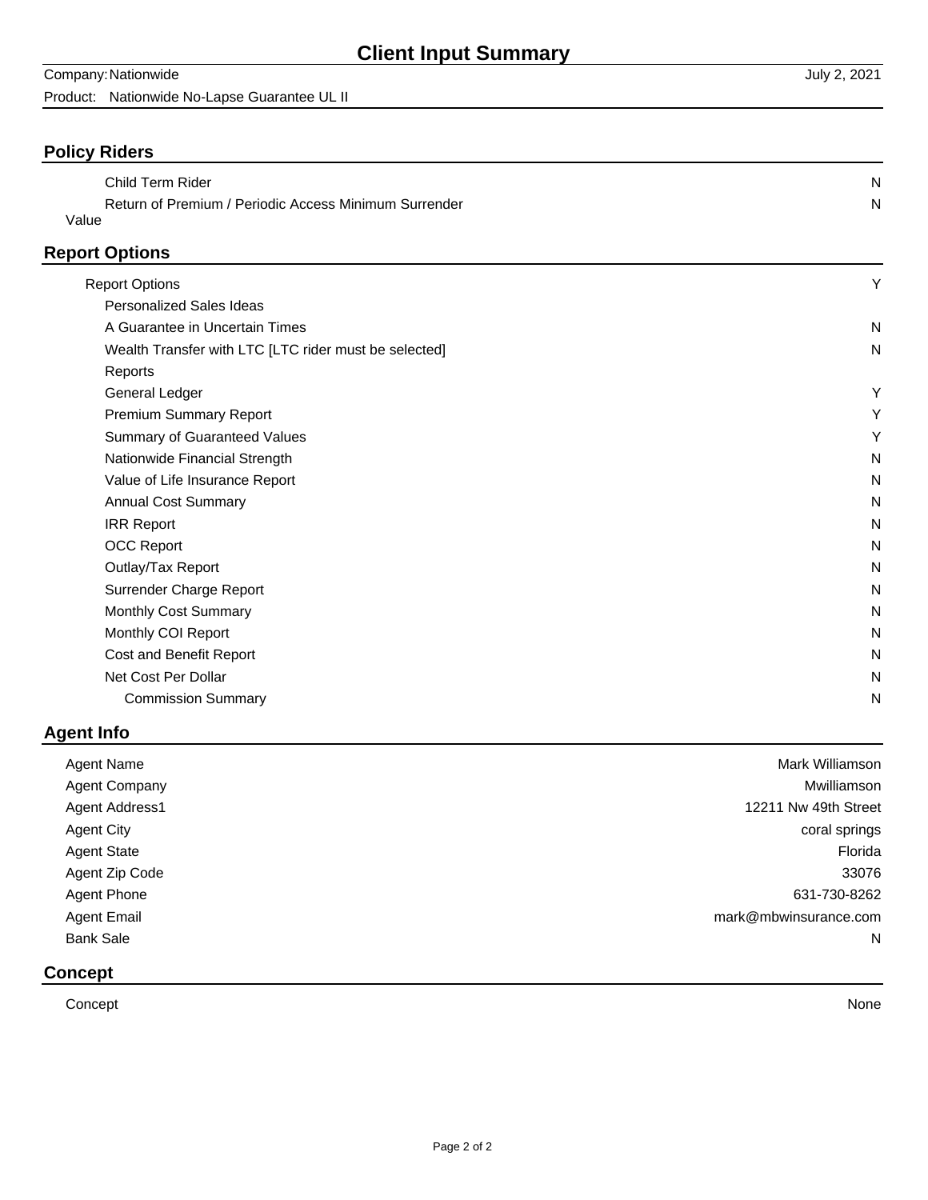# Client Input Summary

Company: Nationwide July 2, 2021

Product: Nationwide No-Lapse Guarantee UL II

## Policy Riders

| | |
|---|---|
| Child Term Rider | N |
| Return of Premium / Periodic Access Minimum Surrender Value | N |

## Report Options

| | |
|---|---|
| Report Options | Y |
| Personalized Sales Ideas | |
| A Guarantee in Uncertain Times | N |
| Wealth Transfer with LTC [LTC rider must be selected] | N |
| Reports | |
| General Ledger | Y |
| Premium Summary Report | Y |
| Summary of Guaranteed Values | Y |
| Nationwide Financial Strength | N |
| Value of Life Insurance Report | N |
| Annual Cost Summary | N |
| IRR Report | N |
| OCC Report | N |
| Outlay/Tax Report | N |
| Surrender Charge Report | N |
| Monthly Cost Summary | N |
| Monthly COI Report | N |
| Cost and Benefit Report | N |
| Net Cost Per Dollar | N |
| Commission Summary | N |

## Agent Info

| | |
|---|---|
| Agent Name | Mark Williamson |
| Agent Company | Mwilliamson |
| Agent Address1 | 12211 Nw 49th Street |
| Agent City | coral springs |
| Agent State | Florida |
| Agent Zip Code | 33076 |
| Agent Phone | 631-730-8262 |
| Agent Email | mark@mbwinsurance.com |
| Bank Sale | N |

## Concept

| | |
|---|---|
| Concept | None |